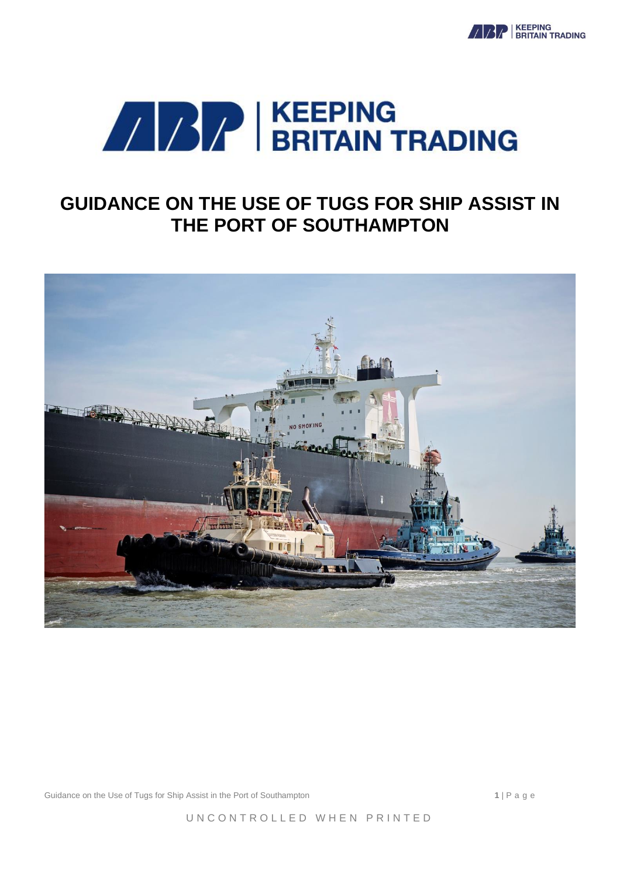# GUIDANCE ON THE USE OF TUGS FOR SHIP ASSIST IN THE PORT OF SOUTHAMPTON

UNCONTROLLED WHEN PRINTED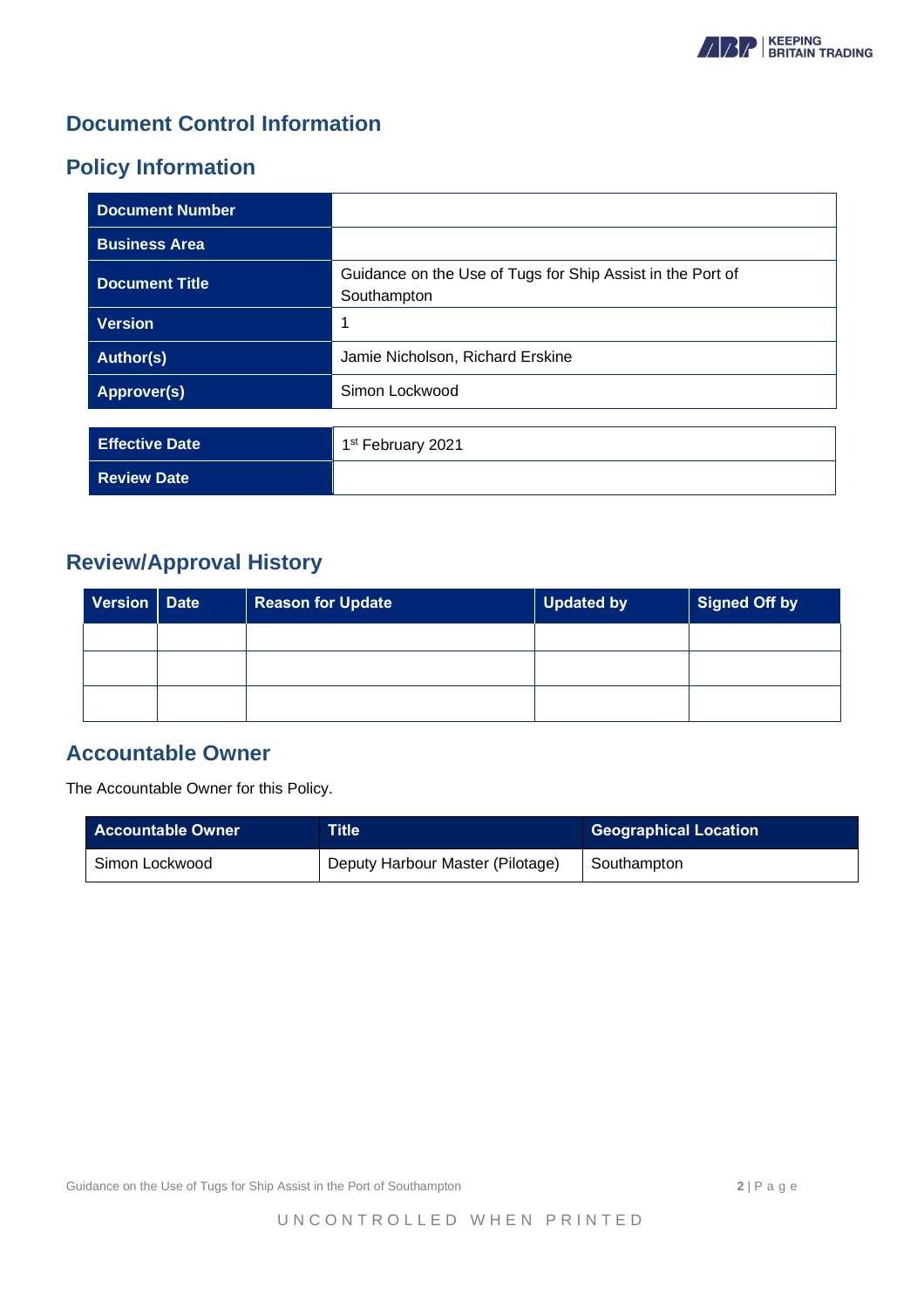# Document Control Information

## Policy Information

| Document Number | |
|---|---|
| Business Area | |
| Document Title | Guidance on the Use of Tugs for Ship Assist in the Port of Southampton |
| Version | 1 |
| Author(s) | Jamie Nicholson, Richard Erskine |
| Approver(s) | Simon Lockwood |

| Effective Date | 1st February 2021 |
|---|---|
| Review Date | |

## Review/Approval History

| Version | Date | Reason for Update | Updated by | Signed Off by |
|---|---|---|---|---|
| | | | | |
| | | | | |
| | | | | |

## Accountable Owner

The Accountable Owner for this Policy.

| Accountable Owner | Title | Geographical Location |
|---|---|---|
| Simon Lockwood | Deputy Harbour Master (Pilotage) | Southampton |

UNCONTROLLED WHEN PRINTED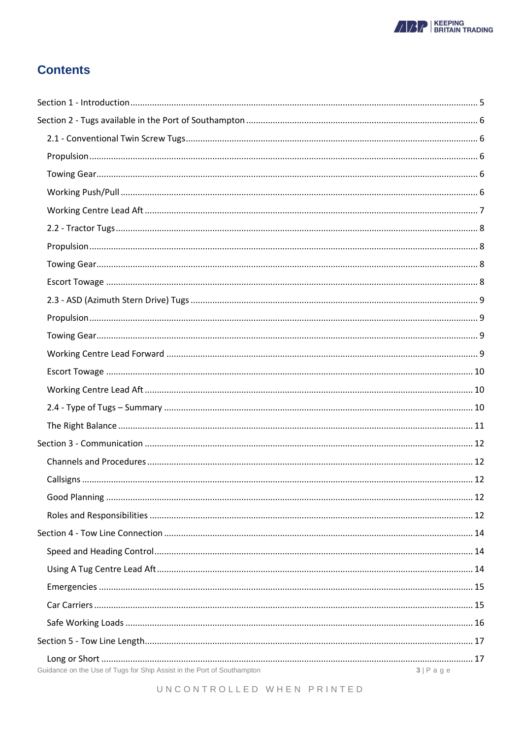## Contents

- Section 1 - Introduction ..... 5
- Section 2 - Tugs available in the Port of Southampton ..... 6
  - 2.1 - Conventional Twin Screw Tugs ..... 6
  - Propulsion ..... 6
  - Towing Gear ..... 6
  - Working Push/Pull ..... 6
  - Working Centre Lead Aft ..... 7
  - 2.2 - Tractor Tugs ..... 8
  - Propulsion ..... 8
  - Towing Gear ..... 8
  - Escort Towage ..... 8
  - 2.3 - ASD (Azimuth Stern Drive) Tugs ..... 9
  - Propulsion ..... 9
  - Towing Gear ..... 9
  - Working Centre Lead Forward ..... 9
  - Escort Towage ..... 10
  - Working Centre Lead Aft ..... 10
  - 2.4 - Type of Tugs – Summary ..... 10
  - The Right Balance ..... 11
- Section 3 - Communication ..... 12
  - Channels and Procedures ..... 12
  - Callsigns ..... 12
  - Good Planning ..... 12
  - Roles and Responsibilities ..... 12
- Section 4 - Tow Line Connection ..... 14
  - Speed and Heading Control ..... 14
  - Using A Tug Centre Lead Aft ..... 14
  - Emergencies ..... 15
  - Car Carriers ..... 15
  - Safe Working Loads ..... 16
- Section 5 - Tow Line Length ..... 17
  - Long or Short ..... 17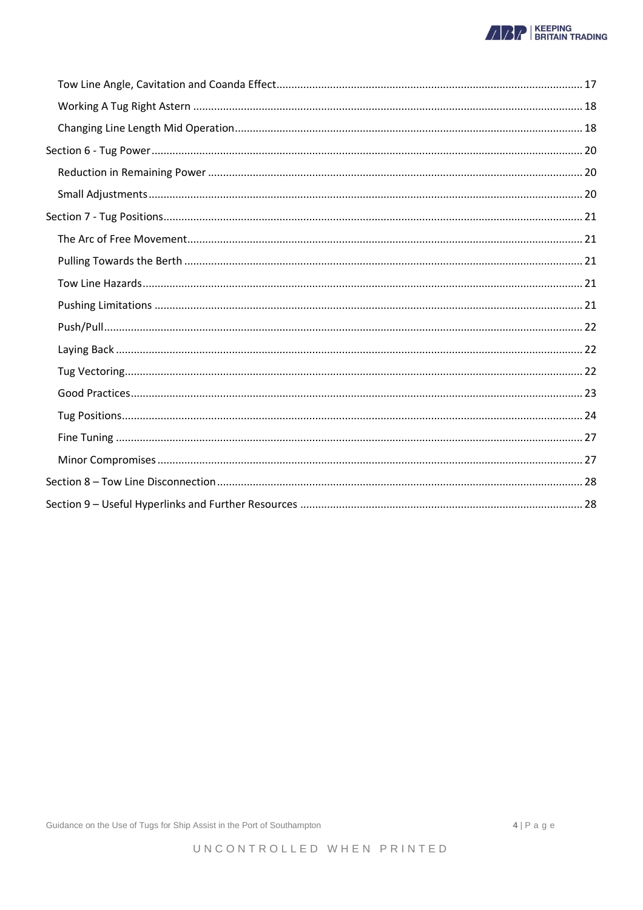- Tow Line Angle, Cavitation and Coanda Effect ..... 17
- Working A Tug Right Astern ..... 18
- Changing Line Length Mid Operation ..... 18

Section 6 - Tug Power ..... 20

- Reduction in Remaining Power ..... 20
- Small Adjustments ..... 20

Section 7 - Tug Positions ..... 21

- The Arc of Free Movement ..... 21
- Pulling Towards the Berth ..... 21
- Tow Line Hazards ..... 21
- Pushing Limitations ..... 21
- Push/Pull ..... 22
- Laying Back ..... 22
- Tug Vectoring ..... 22
- Good Practices ..... 23
- Tug Positions ..... 24
- Fine Tuning ..... 27
- Minor Compromises ..... 27

Section 8 – Tow Line Disconnection ..... 28

Section 9 – Useful Hyperlinks and Further Resources ..... 28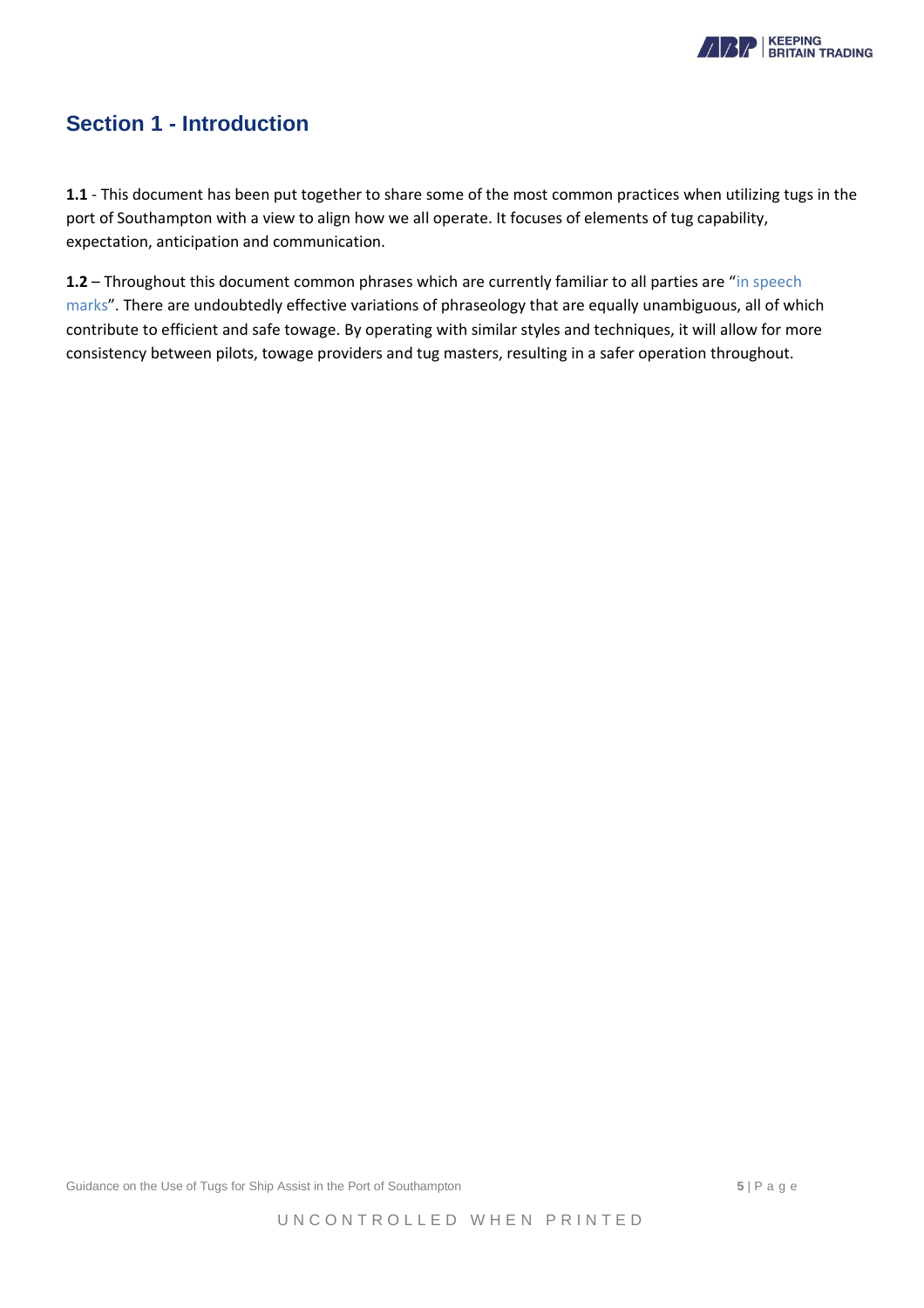## Section 1 - Introduction

**1.1** - This document has been put together to share some of the most common practices when utilizing tugs in the port of Southampton with a view to align how we all operate. It focuses of elements of tug capability, expectation, anticipation and communication.

**1.2** – Throughout this document common phrases which are currently familiar to all parties are "in speech marks". There are undoubtedly effective variations of phraseology that are equally unambiguous, all of which contribute to efficient and safe towage. By operating with similar styles and techniques, it will allow for more consistency between pilots, towage providers and tug masters, resulting in a safer operation throughout.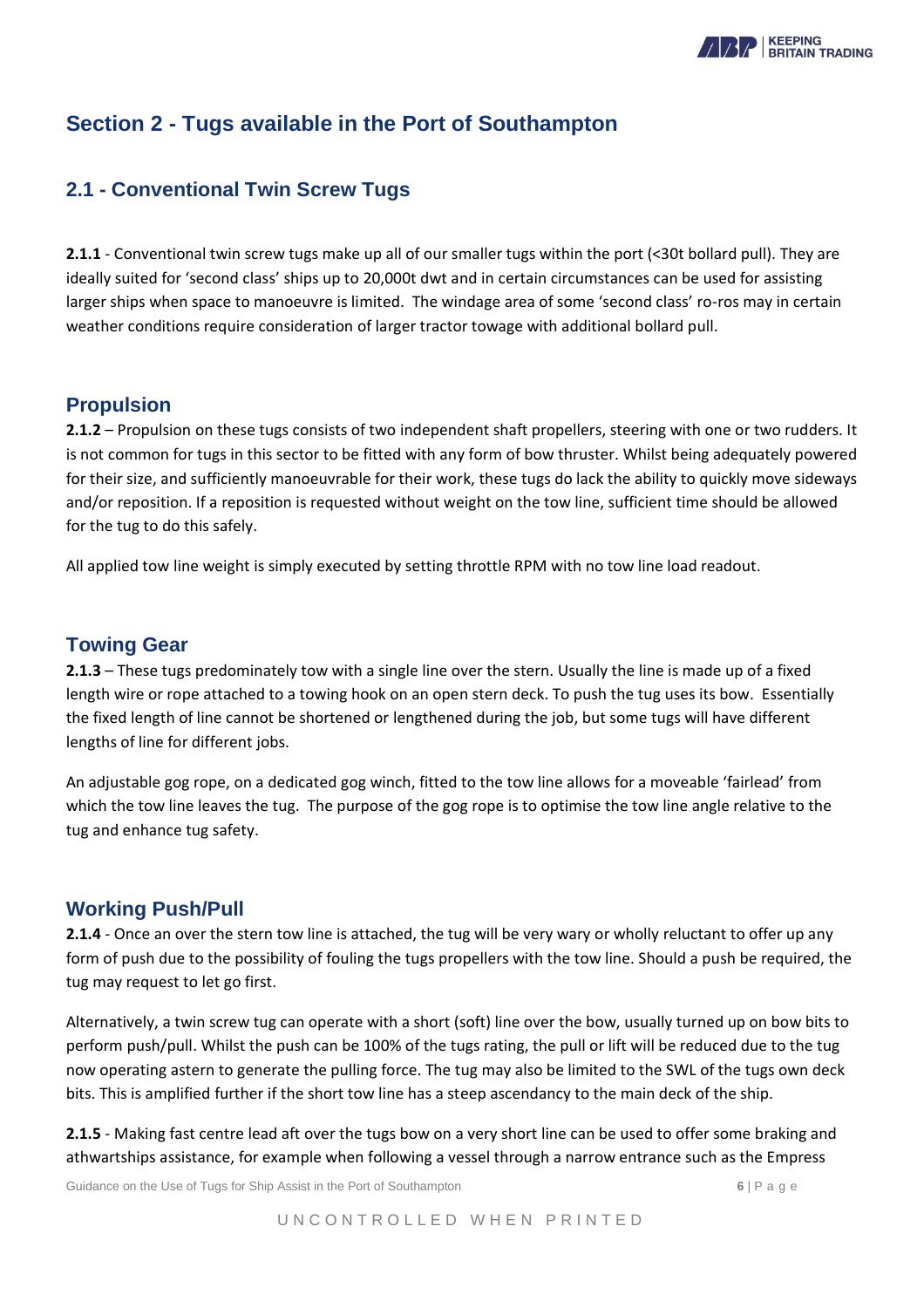# Section 2 - Tugs available in the Port of Southampton

## 2.1 - Conventional Twin Screw Tugs

**2.1.1** - Conventional twin screw tugs make up all of our smaller tugs within the port (<30t bollard pull). They are ideally suited for 'second class' ships up to 20,000t dwt and in certain circumstances can be used for assisting larger ships when space to manoeuvre is limited. The windage area of some 'second class' ro-ros may in certain weather conditions require consideration of larger tractor towage with additional bollard pull.

### Propulsion

**2.1.2** – Propulsion on these tugs consists of two independent shaft propellers, steering with one or two rudders. It is not common for tugs in this sector to be fitted with any form of bow thruster. Whilst being adequately powered for their size, and sufficiently manoeuvrable for their work, these tugs do lack the ability to quickly move sideways and/or reposition. If a reposition is requested without weight on the tow line, sufficient time should be allowed for the tug to do this safely.

All applied tow line weight is simply executed by setting throttle RPM with no tow line load readout.

### Towing Gear

**2.1.3** – These tugs predominately tow with a single line over the stern. Usually the line is made up of a fixed length wire or rope attached to a towing hook on an open stern deck. To push the tug uses its bow. Essentially the fixed length of line cannot be shortened or lengthened during the job, but some tugs will have different lengths of line for different jobs.

An adjustable gog rope, on a dedicated gog winch, fitted to the tow line allows for a moveable 'fairlead' from which the tow line leaves the tug. The purpose of the gog rope is to optimise the tow line angle relative to the tug and enhance tug safety.

### Working Push/Pull

**2.1.4** - Once an over the stern tow line is attached, the tug will be very wary or wholly reluctant to offer up any form of push due to the possibility of fouling the tugs propellers with the tow line. Should a push be required, the tug may request to let go first.

Alternatively, a twin screw tug can operate with a short (soft) line over the bow, usually turned up on bow bits to perform push/pull. Whilst the push can be 100% of the tugs rating, the pull or lift will be reduced due to the tug now operating astern to generate the pulling force. The tug may also be limited to the SWL of the tugs own deck bits. This is amplified further if the short tow line has a steep ascendancy to the main deck of the ship.

**2.1.5** - Making fast centre lead aft over the tugs bow on a very short line can be used to offer some braking and athwartships assistance, for example when following a vessel through a narrow entrance such as the Empress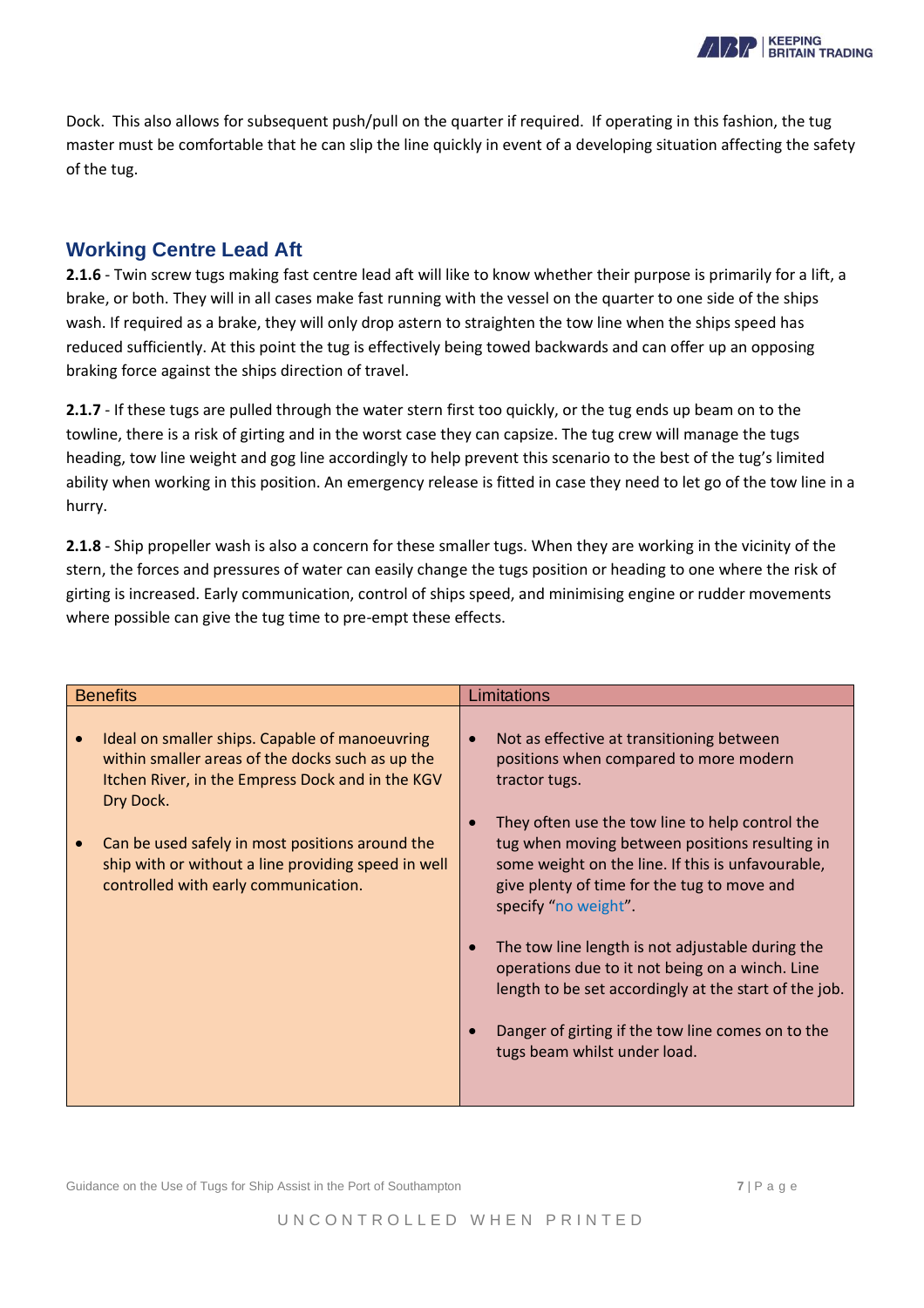Dock. This also allows for subsequent push/pull on the quarter if required. If operating in this fashion, the tug master must be comfortable that he can slip the line quickly in event of a developing situation affecting the safety of the tug.

## Working Centre Lead Aft

**2.1.6** - Twin screw tugs making fast centre lead aft will like to know whether their purpose is primarily for a lift, a brake, or both. They will in all cases make fast running with the vessel on the quarter to one side of the ships wash. If required as a brake, they will only drop astern to straighten the tow line when the ships speed has reduced sufficiently. At this point the tug is effectively being towed backwards and can offer up an opposing braking force against the ships direction of travel.

**2.1.7** - If these tugs are pulled through the water stern first too quickly, or the tug ends up beam on to the towline, there is a risk of girting and in the worst case they can capsize. The tug crew will manage the tugs heading, tow line weight and gog line accordingly to help prevent this scenario to the best of the tug's limited ability when working in this position. An emergency release is fitted in case they need to let go of the tow line in a hurry.

**2.1.8** - Ship propeller wash is also a concern for these smaller tugs. When they are working in the vicinity of the stern, the forces and pressures of water can easily change the tugs position or heading to one where the risk of girting is increased. Early communication, control of ships speed, and minimising engine or rudder movements where possible can give the tug time to pre-empt these effects.

| Benefits | Limitations |
| --- | --- |
| • Ideal on smaller ships. Capable of manoeuvring within smaller areas of the docks such as up the Itchen River, in the Empress Dock and in the KGV Dry Dock.<br><br>• Can be used safely in most positions around the ship with or without a line providing speed in well controlled with early communication. | • Not as effective at transitioning between positions when compared to more modern tractor tugs.<br><br>• They often use the tow line to help control the tug when moving between positions resulting in some weight on the line. If this is unfavourable, give plenty of time for the tug to move and specify "no weight".<br><br>• The tow line length is not adjustable during the operations due to it not being on a winch. Line length to be set accordingly at the start of the job.<br><br>• Danger of girting if the tow line comes on to the tugs beam whilst under load. |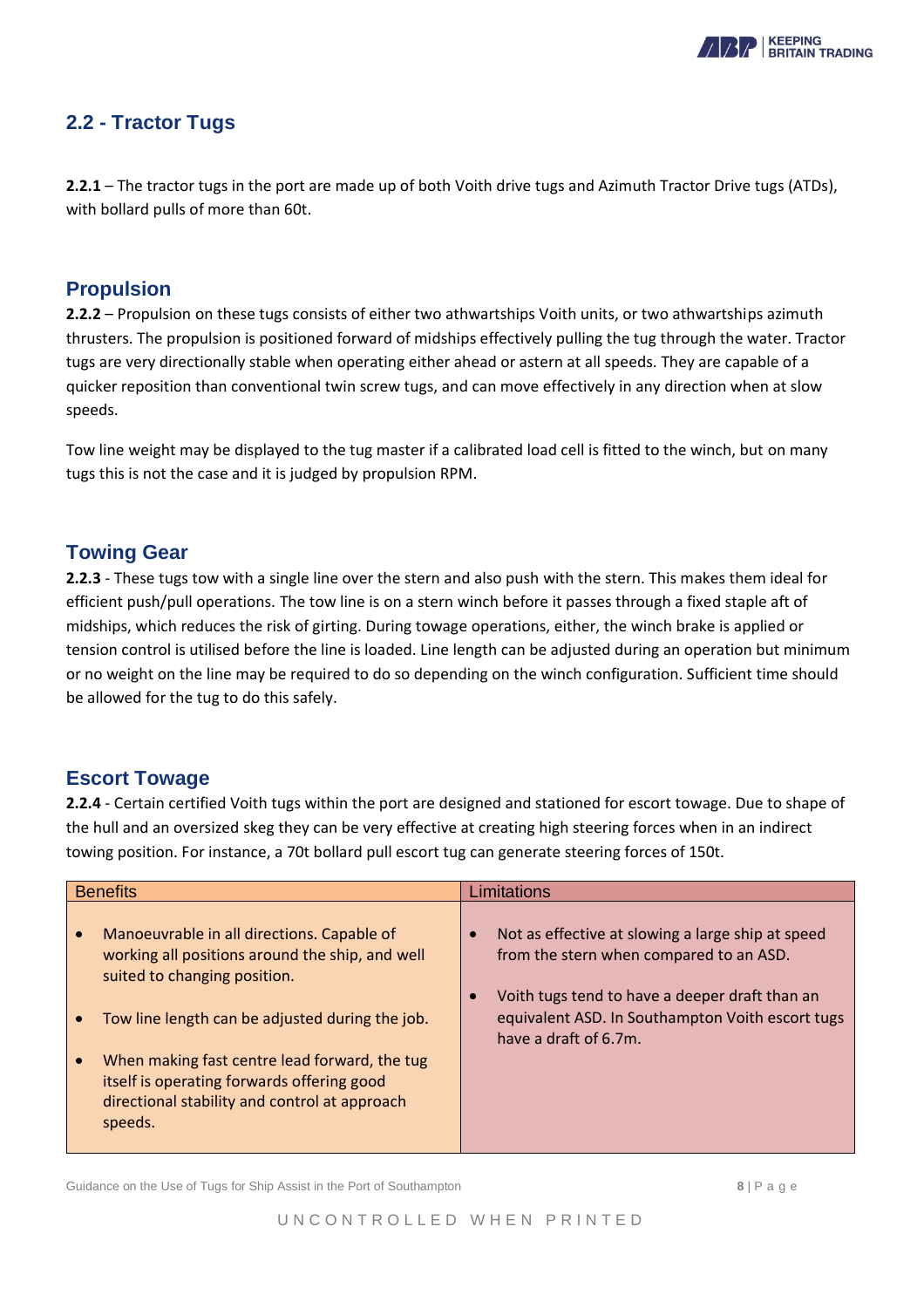## 2.2 - Tractor Tugs

**2.2.1** – The tractor tugs in the port are made up of both Voith drive tugs and Azimuth Tractor Drive tugs (ATDs), with bollard pulls of more than 60t.

### Propulsion

**2.2.2** – Propulsion on these tugs consists of either two athwartships Voith units, or two athwartships azimuth thrusters. The propulsion is positioned forward of midships effectively pulling the tug through the water. Tractor tugs are very directionally stable when operating either ahead or astern at all speeds. They are capable of a quicker reposition than conventional twin screw tugs, and can move effectively in any direction when at slow speeds.

Tow line weight may be displayed to the tug master if a calibrated load cell is fitted to the winch, but on many tugs this is not the case and it is judged by propulsion RPM.

### Towing Gear

**2.2.3** - These tugs tow with a single line over the stern and also push with the stern. This makes them ideal for efficient push/pull operations. The tow line is on a stern winch before it passes through a fixed staple aft of midships, which reduces the risk of girting. During towage operations, either, the winch brake is applied or tension control is utilised before the line is loaded. Line length can be adjusted during an operation but minimum or no weight on the line may be required to do so depending on the winch configuration. Sufficient time should be allowed for the tug to do this safely.

### Escort Towage

**2.2.4** - Certain certified Voith tugs within the port are designed and stationed for escort towage. Due to shape of the hull and an oversized skeg they can be very effective at creating high steering forces when in an indirect towing position. For instance, a 70t bollard pull escort tug can generate steering forces of 150t.

| Benefits | Limitations |
|---|---|
| • Manoeuvrable in all directions. Capable of working all positions around the ship, and well suited to changing position.<br>• Tow line length can be adjusted during the job.<br>• When making fast centre lead forward, the tug itself is operating forwards offering good directional stability and control at approach speeds. | • Not as effective at slowing a large ship at speed from the stern when compared to an ASD.<br>• Voith tugs tend to have a deeper draft than an equivalent ASD. In Southampton Voith escort tugs have a draft of 6.7m. |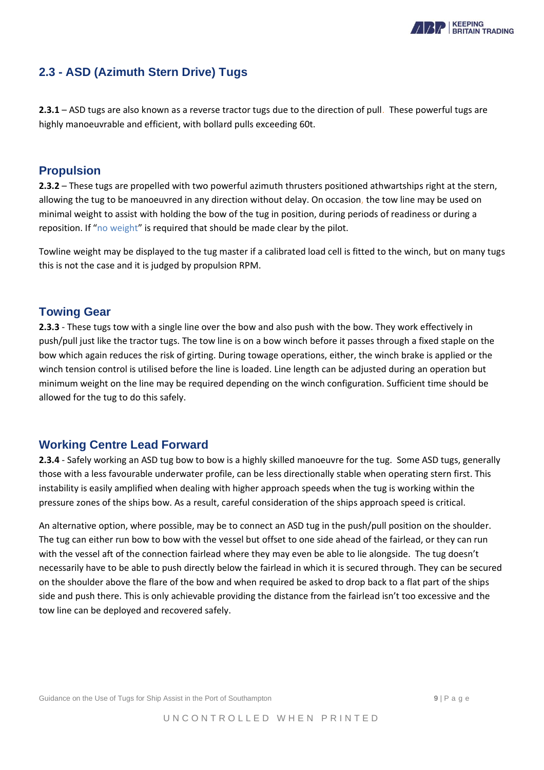## 2.3 - ASD (Azimuth Stern Drive) Tugs

**2.3.1** – ASD tugs are also known as a reverse tractor tugs due to the direction of pull. These powerful tugs are highly manoeuvrable and efficient, with bollard pulls exceeding 60t.

### Propulsion

**2.3.2** – These tugs are propelled with two powerful azimuth thrusters positioned athwartships right at the stern, allowing the tug to be manoeuvred in any direction without delay. On occasion, the tow line may be used on minimal weight to assist with holding the bow of the tug in position, during periods of readiness or during a reposition. If "no weight" is required that should be made clear by the pilot.

Towline weight may be displayed to the tug master if a calibrated load cell is fitted to the winch, but on many tugs this is not the case and it is judged by propulsion RPM.

### Towing Gear

**2.3.3** - These tugs tow with a single line over the bow and also push with the bow. They work effectively in push/pull just like the tractor tugs. The tow line is on a bow winch before it passes through a fixed staple on the bow which again reduces the risk of girting. During towage operations, either, the winch brake is applied or the winch tension control is utilised before the line is loaded. Line length can be adjusted during an operation but minimum weight on the line may be required depending on the winch configuration. Sufficient time should be allowed for the tug to do this safely.

### Working Centre Lead Forward

**2.3.4** - Safely working an ASD tug bow to bow is a highly skilled manoeuvre for the tug. Some ASD tugs, generally those with a less favourable underwater profile, can be less directionally stable when operating stern first. This instability is easily amplified when dealing with higher approach speeds when the tug is working within the pressure zones of the ships bow. As a result, careful consideration of the ships approach speed is critical.

An alternative option, where possible, may be to connect an ASD tug in the push/pull position on the shoulder. The tug can either run bow to bow with the vessel but offset to one side ahead of the fairlead, or they can run with the vessel aft of the connection fairlead where they may even be able to lie alongside. The tug doesn't necessarily have to be able to push directly below the fairlead in which it is secured through. They can be secured on the shoulder above the flare of the bow and when required be asked to drop back to a flat part of the ships side and push there. This is only achievable providing the distance from the fairlead isn't too excessive and the tow line can be deployed and recovered safely.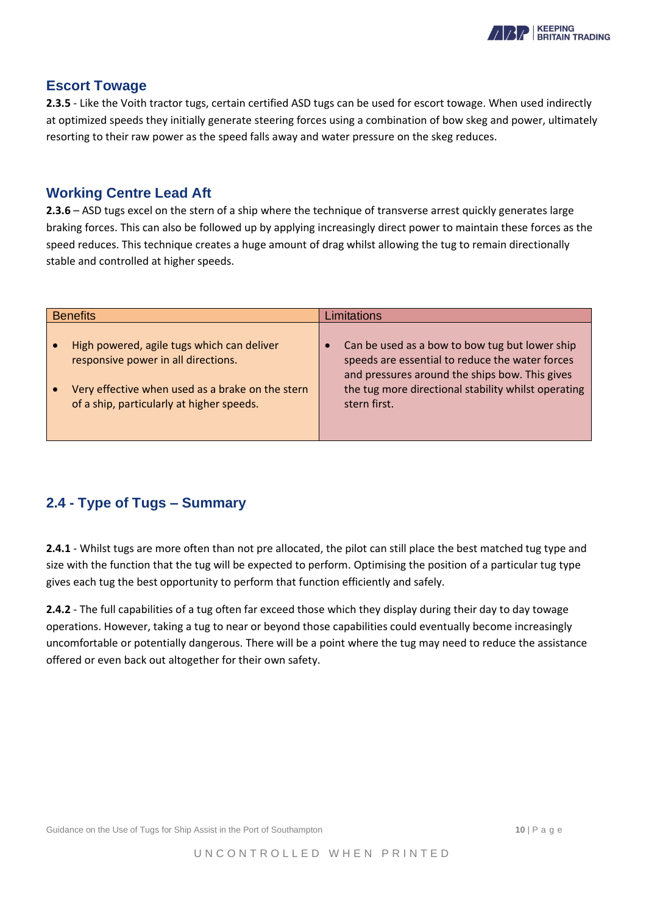## Escort Towage

**2.3.5** - Like the Voith tractor tugs, certain certified ASD tugs can be used for escort towage. When used indirectly at optimized speeds they initially generate steering forces using a combination of bow skeg and power, ultimately resorting to their raw power as the speed falls away and water pressure on the skeg reduces.

## Working Centre Lead Aft

**2.3.6** – ASD tugs excel on the stern of a ship where the technique of transverse arrest quickly generates large braking forces. This can also be followed up by applying increasingly direct power to maintain these forces as the speed reduces. This technique creates a huge amount of drag whilst allowing the tug to remain directionally stable and controlled at higher speeds.

| Benefits | Limitations |
|---|---|
| • High powered, agile tugs which can deliver responsive power in all directions.<br>• Very effective when used as a brake on the stern of a ship, particularly at higher speeds. | • Can be used as a bow to bow tug but lower ship speeds are essential to reduce the water forces and pressures around the ships bow. This gives the tug more directional stability whilst operating stern first. |

## 2.4 - Type of Tugs – Summary

**2.4.1** - Whilst tugs are more often than not pre allocated, the pilot can still place the best matched tug type and size with the function that the tug will be expected to perform. Optimising the position of a particular tug type gives each tug the best opportunity to perform that function efficiently and safely.

**2.4.2** - The full capabilities of a tug often far exceed those which they display during their day to day towage operations. However, taking a tug to near or beyond those capabilities could eventually become increasingly uncomfortable or potentially dangerous. There will be a point where the tug may need to reduce the assistance offered or even back out altogether for their own safety.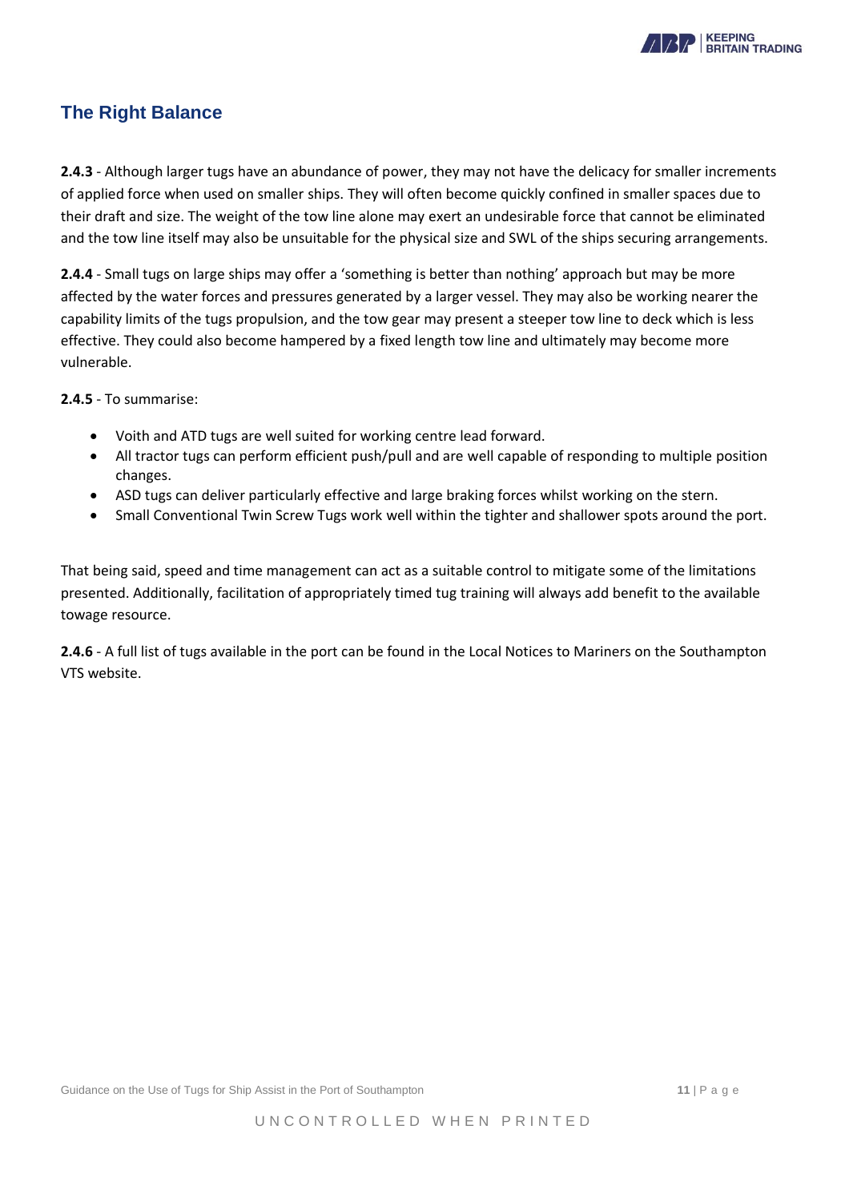## The Right Balance

**2.4.3** - Although larger tugs have an abundance of power, they may not have the delicacy for smaller increments of applied force when used on smaller ships. They will often become quickly confined in smaller spaces due to their draft and size. The weight of the tow line alone may exert an undesirable force that cannot be eliminated and the tow line itself may also be unsuitable for the physical size and SWL of the ships securing arrangements.

**2.4.4** - Small tugs on large ships may offer a 'something is better than nothing' approach but may be more affected by the water forces and pressures generated by a larger vessel. They may also be working nearer the capability limits of the tugs propulsion, and the tow gear may present a steeper tow line to deck which is less effective. They could also become hampered by a fixed length tow line and ultimately may become more vulnerable.

**2.4.5** - To summarise:

- Voith and ATD tugs are well suited for working centre lead forward.
- All tractor tugs can perform efficient push/pull and are well capable of responding to multiple position changes.
- ASD tugs can deliver particularly effective and large braking forces whilst working on the stern.
- Small Conventional Twin Screw Tugs work well within the tighter and shallower spots around the port.

That being said, speed and time management can act as a suitable control to mitigate some of the limitations presented. Additionally, facilitation of appropriately timed tug training will always add benefit to the available towage resource.

**2.4.6** - A full list of tugs available in the port can be found in the Local Notices to Mariners on the Southampton VTS website.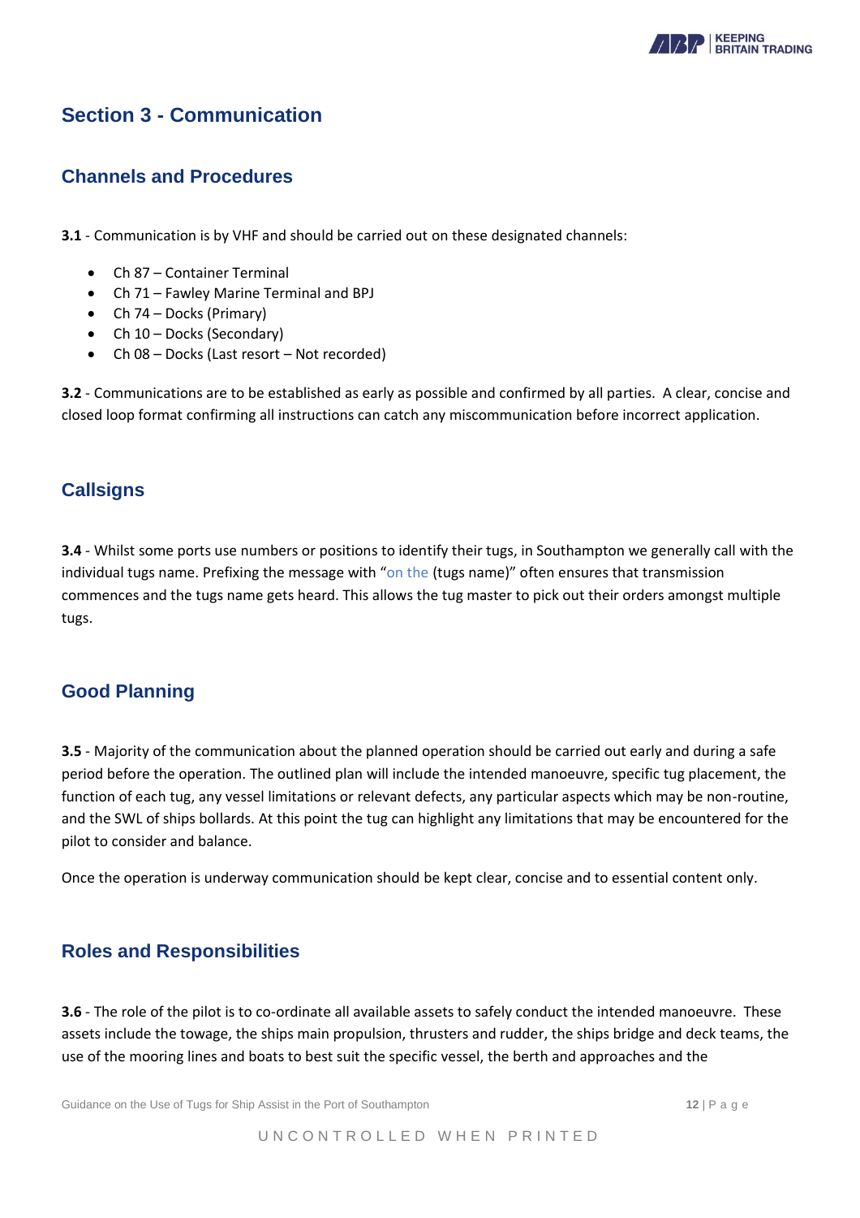# Section 3 - Communication

## Channels and Procedures

**3.1** - Communication is by VHF and should be carried out on these designated channels:

- Ch 87 – Container Terminal
- Ch 71 – Fawley Marine Terminal and BPJ
- Ch 74 – Docks (Primary)
- Ch 10 – Docks (Secondary)
- Ch 08 – Docks (Last resort – Not recorded)

**3.2** - Communications are to be established as early as possible and confirmed by all parties. A clear, concise and closed loop format confirming all instructions can catch any miscommunication before incorrect application.

## Callsigns

**3.4** - Whilst some ports use numbers or positions to identify their tugs, in Southampton we generally call with the individual tugs name. Prefixing the message with "on the (tugs name)" often ensures that transmission commences and the tugs name gets heard. This allows the tug master to pick out their orders amongst multiple tugs.

## Good Planning

**3.5** - Majority of the communication about the planned operation should be carried out early and during a safe period before the operation. The outlined plan will include the intended manoeuvre, specific tug placement, the function of each tug, any vessel limitations or relevant defects, any particular aspects which may be non-routine, and the SWL of ships bollards. At this point the tug can highlight any limitations that may be encountered for the pilot to consider and balance.

Once the operation is underway communication should be kept clear, concise and to essential content only.

## Roles and Responsibilities

**3.6** - The role of the pilot is to co-ordinate all available assets to safely conduct the intended manoeuvre. These assets include the towage, the ships main propulsion, thrusters and rudder, the ships bridge and deck teams, the use of the mooring lines and boats to best suit the specific vessel, the berth and approaches and the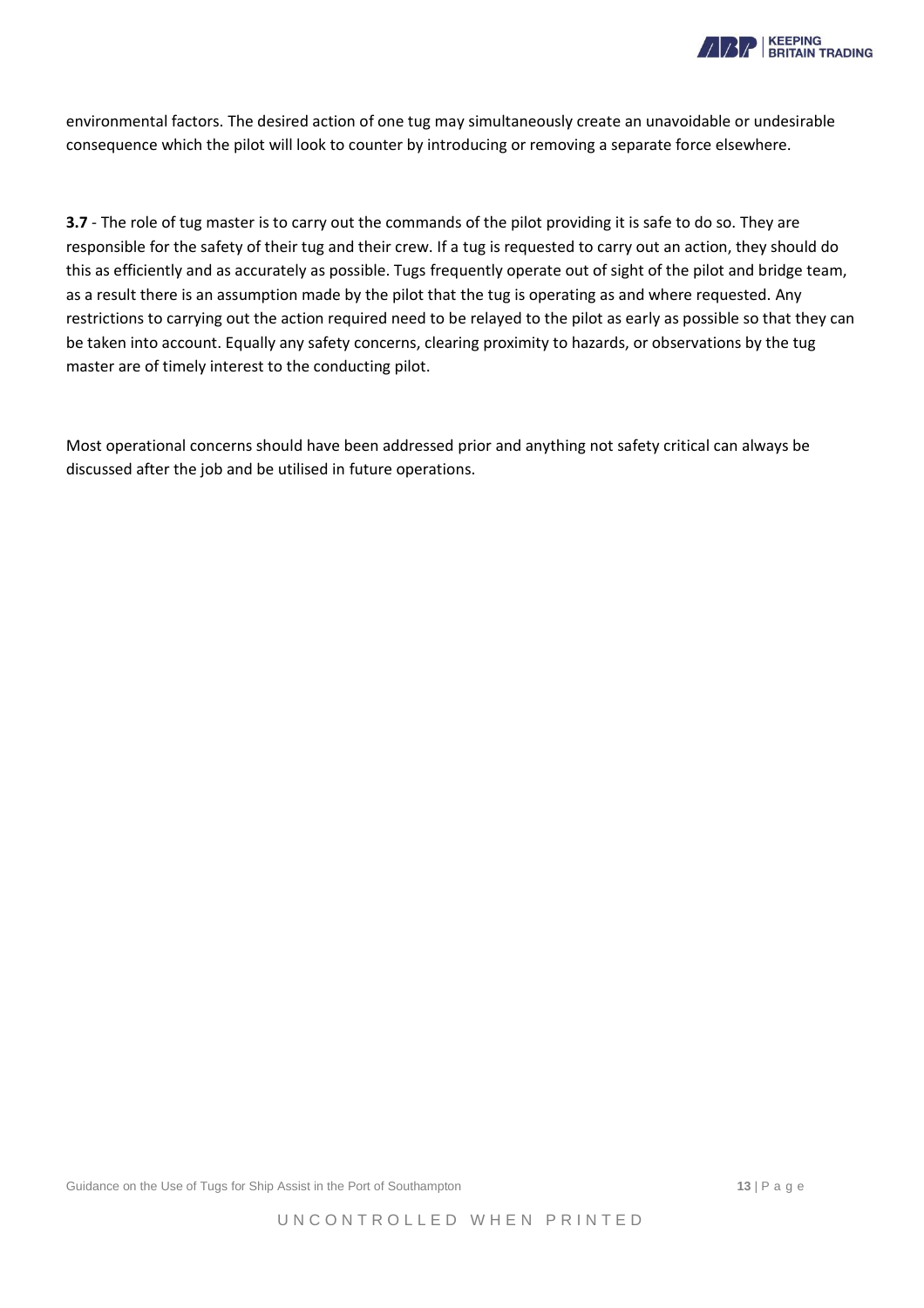environmental factors. The desired action of one tug may simultaneously create an unavoidable or undesirable consequence which the pilot will look to counter by introducing or removing a separate force elsewhere.

**3.7** - The role of tug master is to carry out the commands of the pilot providing it is safe to do so. They are responsible for the safety of their tug and their crew. If a tug is requested to carry out an action, they should do this as efficiently and as accurately as possible. Tugs frequently operate out of sight of the pilot and bridge team, as a result there is an assumption made by the pilot that the tug is operating as and where requested. Any restrictions to carrying out the action required need to be relayed to the pilot as early as possible so that they can be taken into account. Equally any safety concerns, clearing proximity to hazards, or observations by the tug master are of timely interest to the conducting pilot.

Most operational concerns should have been addressed prior and anything not safety critical can always be discussed after the job and be utilised in future operations.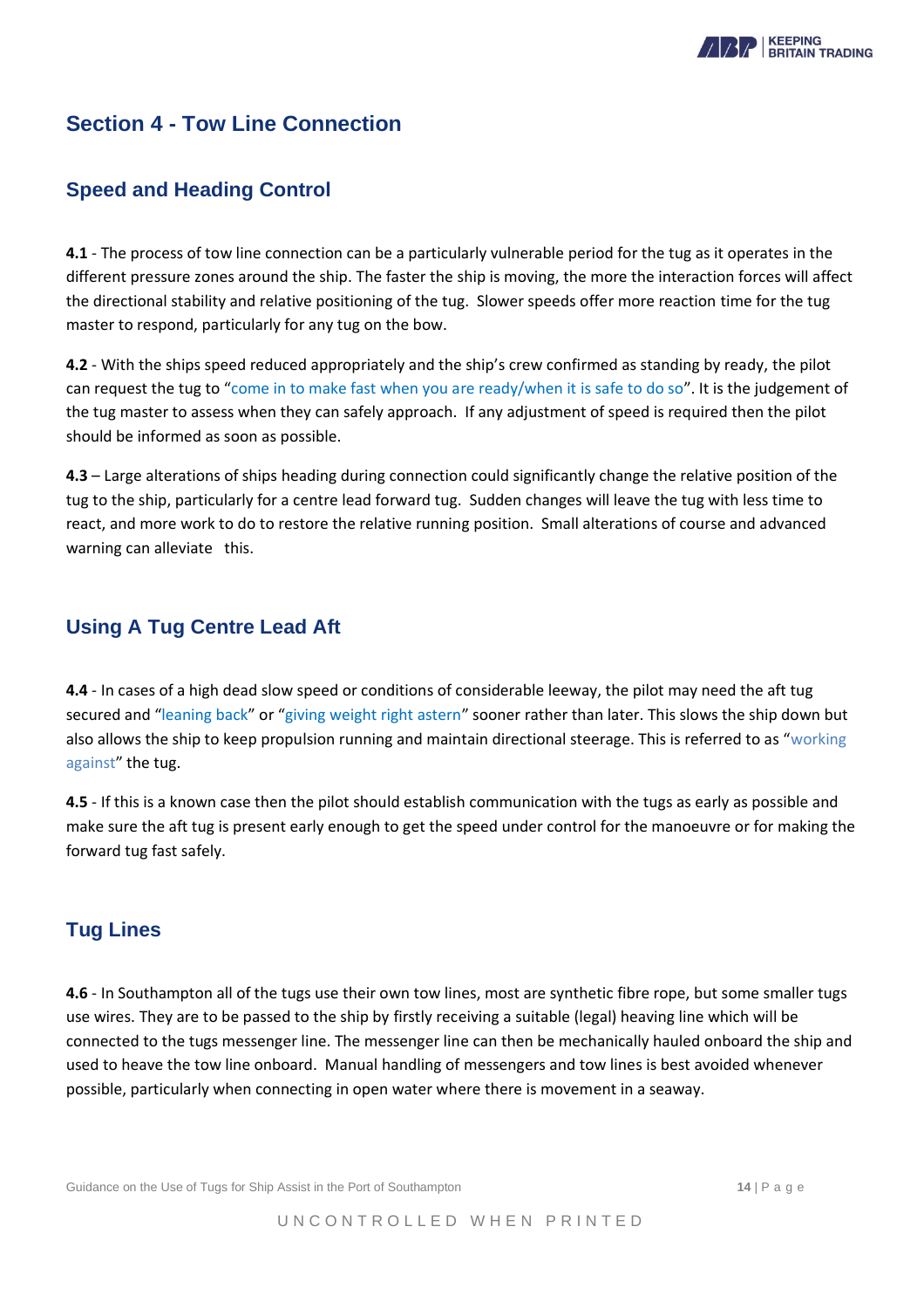## Section 4 - Tow Line Connection

### Speed and Heading Control

**4.1** - The process of tow line connection can be a particularly vulnerable period for the tug as it operates in the different pressure zones around the ship. The faster the ship is moving, the more the interaction forces will affect the directional stability and relative positioning of the tug. Slower speeds offer more reaction time for the tug master to respond, particularly for any tug on the bow.

**4.2** - With the ships speed reduced appropriately and the ship's crew confirmed as standing by ready, the pilot can request the tug to "come in to make fast when you are ready/when it is safe to do so". It is the judgement of the tug master to assess when they can safely approach. If any adjustment of speed is required then the pilot should be informed as soon as possible.

**4.3** – Large alterations of ships heading during connection could significantly change the relative position of the tug to the ship, particularly for a centre lead forward tug. Sudden changes will leave the tug with less time to react, and more work to do to restore the relative running position. Small alterations of course and advanced warning can alleviate this.

### Using A Tug Centre Lead Aft

**4.4** - In cases of a high dead slow speed or conditions of considerable leeway, the pilot may need the aft tug secured and "leaning back" or "giving weight right astern" sooner rather than later. This slows the ship down but also allows the ship to keep propulsion running and maintain directional steerage. This is referred to as "working against" the tug.

**4.5** - If this is a known case then the pilot should establish communication with the tugs as early as possible and make sure the aft tug is present early enough to get the speed under control for the manoeuvre or for making the forward tug fast safely.

### Tug Lines

**4.6** - In Southampton all of the tugs use their own tow lines, most are synthetic fibre rope, but some smaller tugs use wires. They are to be passed to the ship by firstly receiving a suitable (legal) heaving line which will be connected to the tugs messenger line. The messenger line can then be mechanically hauled onboard the ship and used to heave the tow line onboard. Manual handling of messengers and tow lines is best avoided whenever possible, particularly when connecting in open water where there is movement in a seaway.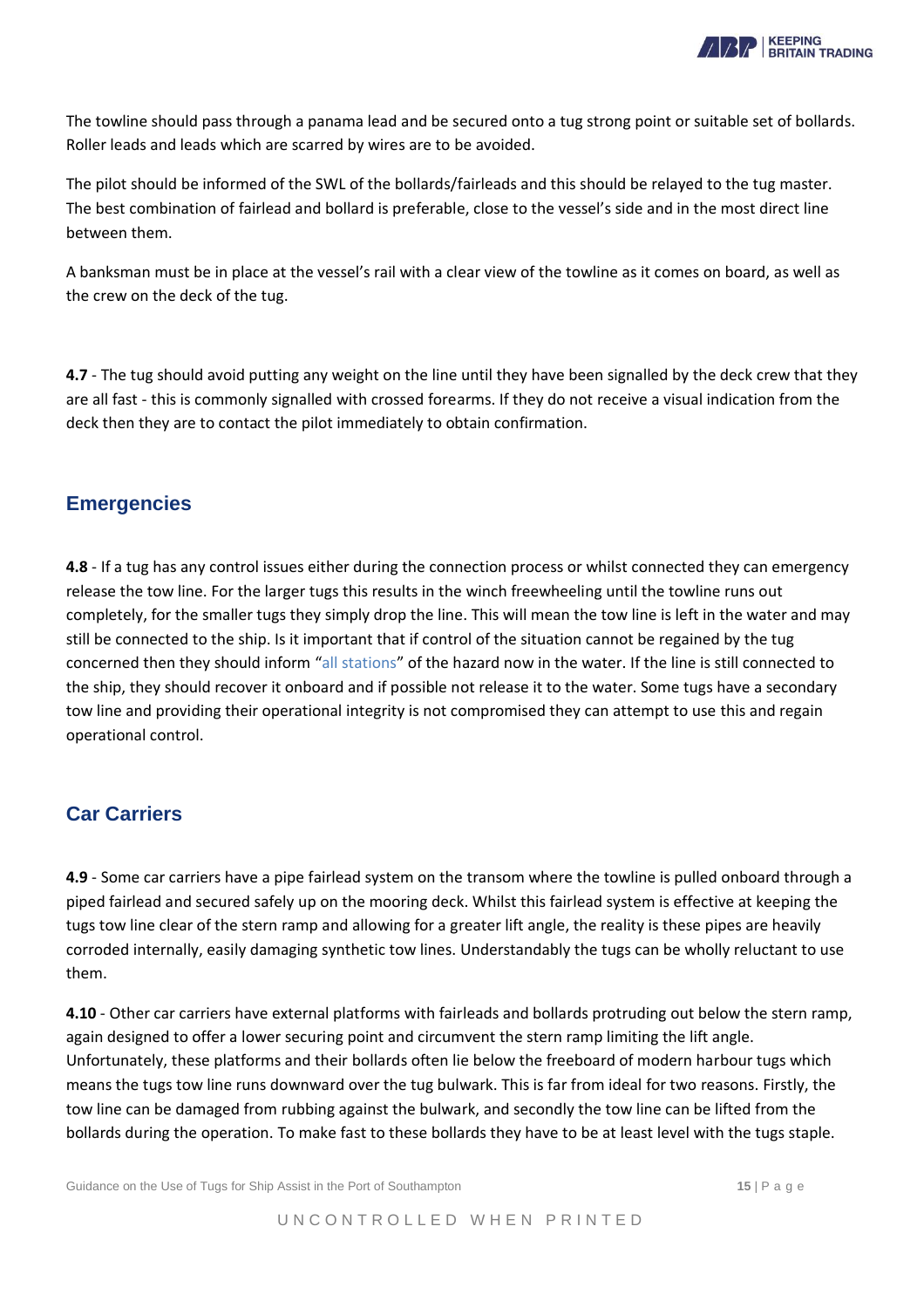The towline should pass through a panama lead and be secured onto a tug strong point or suitable set of bollards. Roller leads and leads which are scarred by wires are to be avoided.

The pilot should be informed of the SWL of the bollards/fairleads and this should be relayed to the tug master. The best combination of fairlead and bollard is preferable, close to the vessel's side and in the most direct line between them.

A banksman must be in place at the vessel's rail with a clear view of the towline as it comes on board, as well as the crew on the deck of the tug.

**4.7** - The tug should avoid putting any weight on the line until they have been signalled by the deck crew that they are all fast - this is commonly signalled with crossed forearms. If they do not receive a visual indication from the deck then they are to contact the pilot immediately to obtain confirmation.

## Emergencies

**4.8** - If a tug has any control issues either during the connection process or whilst connected they can emergency release the tow line. For the larger tugs this results in the winch freewheeling until the towline runs out completely, for the smaller tugs they simply drop the line. This will mean the tow line is left in the water and may still be connected to the ship. Is it important that if control of the situation cannot be regained by the tug concerned then they should inform "all stations" of the hazard now in the water. If the line is still connected to the ship, they should recover it onboard and if possible not release it to the water. Some tugs have a secondary tow line and providing their operational integrity is not compromised they can attempt to use this and regain operational control.

## Car Carriers

**4.9** - Some car carriers have a pipe fairlead system on the transom where the towline is pulled onboard through a piped fairlead and secured safely up on the mooring deck. Whilst this fairlead system is effective at keeping the tugs tow line clear of the stern ramp and allowing for a greater lift angle, the reality is these pipes are heavily corroded internally, easily damaging synthetic tow lines. Understandably the tugs can be wholly reluctant to use them.

**4.10** - Other car carriers have external platforms with fairleads and bollards protruding out below the stern ramp, again designed to offer a lower securing point and circumvent the stern ramp limiting the lift angle. Unfortunately, these platforms and their bollards often lie below the freeboard of modern harbour tugs which means the tugs tow line runs downward over the tug bulwark. This is far from ideal for two reasons. Firstly, the tow line can be damaged from rubbing against the bulwark, and secondly the tow line can be lifted from the bollards during the operation. To make fast to these bollards they have to be at least level with the tugs staple.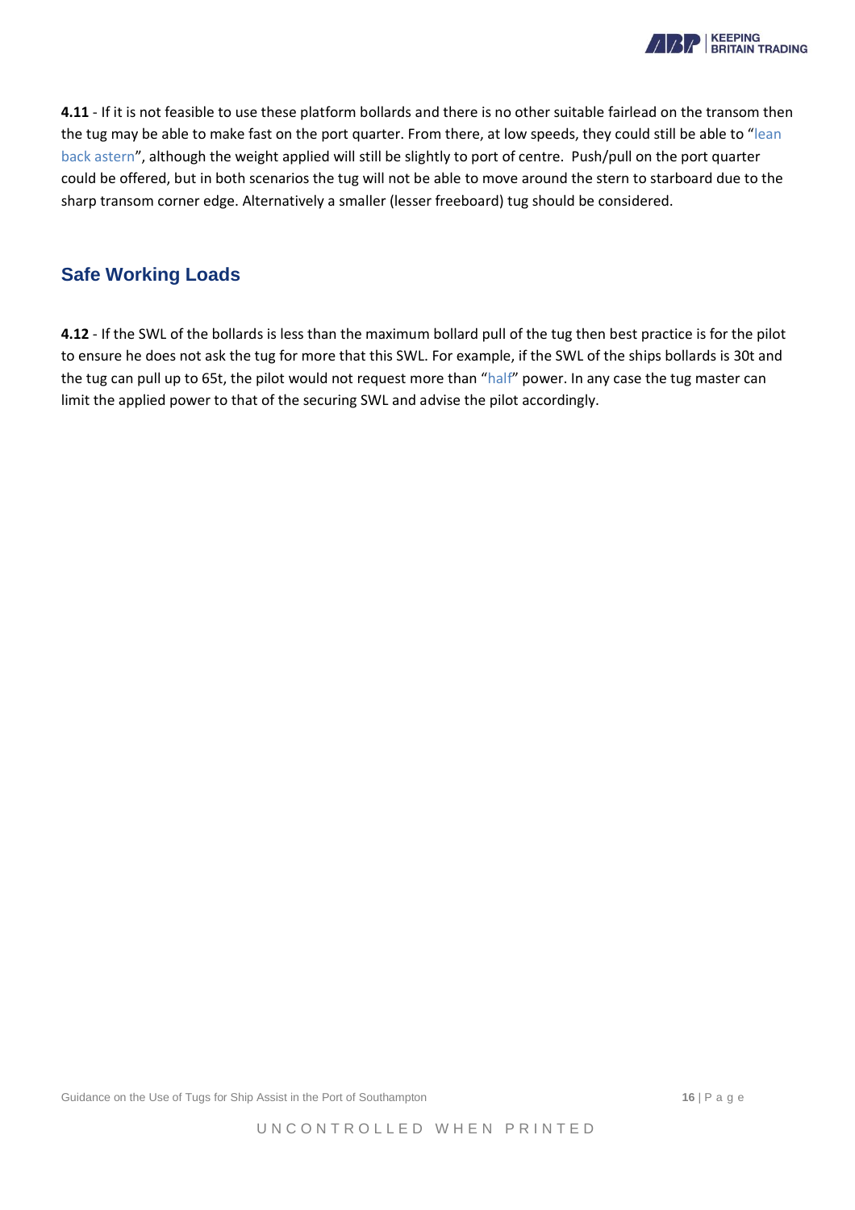**4.11** - If it is not feasible to use these platform bollards and there is no other suitable fairlead on the transom then the tug may be able to make fast on the port quarter. From there, at low speeds, they could still be able to "lean back astern", although the weight applied will still be slightly to port of centre. Push/pull on the port quarter could be offered, but in both scenarios the tug will not be able to move around the stern to starboard due to the sharp transom corner edge. Alternatively a smaller (lesser freeboard) tug should be considered.

## Safe Working Loads

**4.12** - If the SWL of the bollards is less than the maximum bollard pull of the tug then best practice is for the pilot to ensure he does not ask the tug for more that this SWL. For example, if the SWL of the ships bollards is 30t and the tug can pull up to 65t, the pilot would not request more than "half" power. In any case the tug master can limit the applied power to that of the securing SWL and advise the pilot accordingly.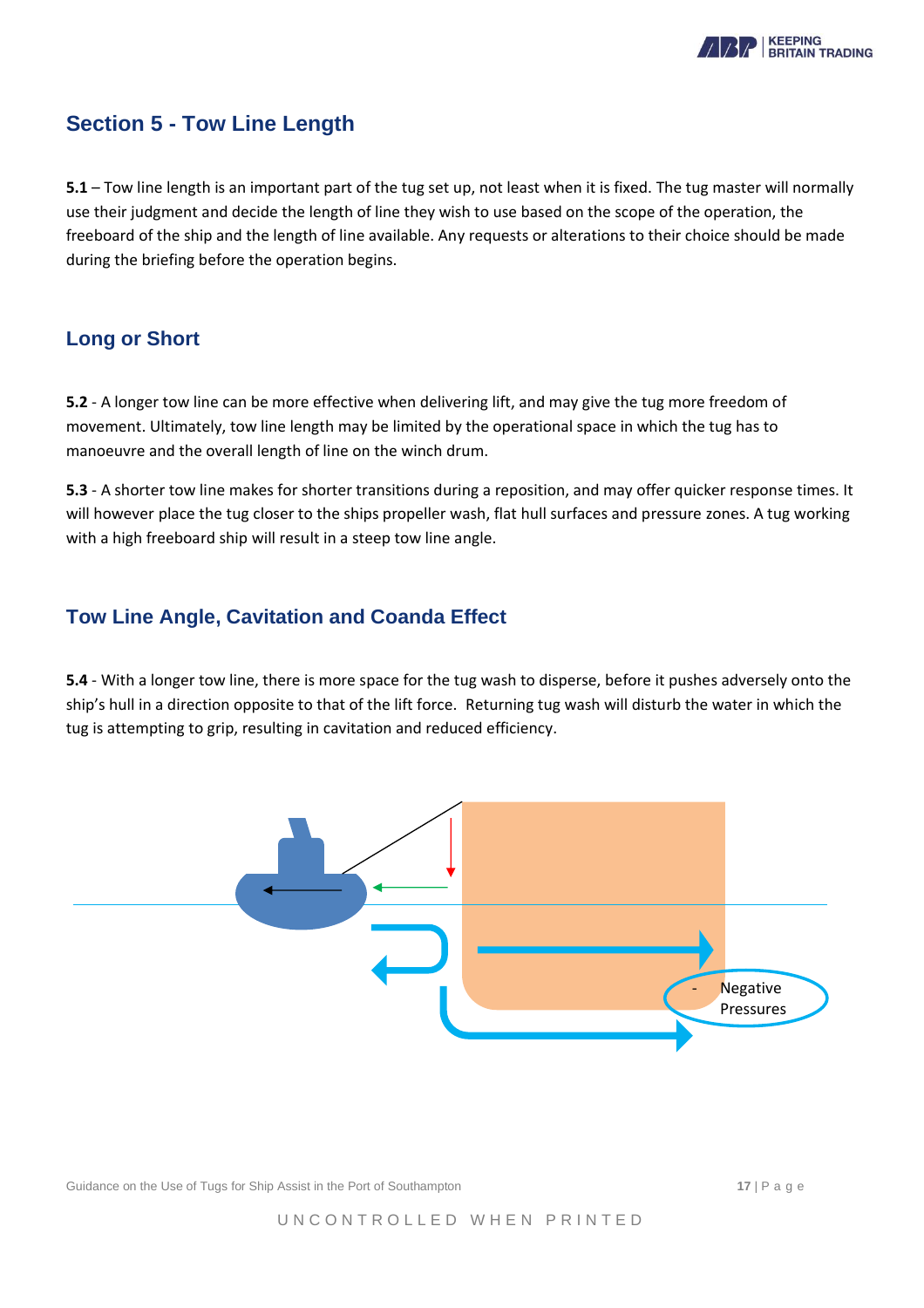## Section 5 - Tow Line Length

**5.1** – Tow line length is an important part of the tug set up, not least when it is fixed. The tug master will normally use their judgment and decide the length of line they wish to use based on the scope of the operation, the freeboard of the ship and the length of line available. Any requests or alterations to their choice should be made during the briefing before the operation begins.

### Long or Short

**5.2** - A longer tow line can be more effective when delivering lift, and may give the tug more freedom of movement. Ultimately, tow line length may be limited by the operational space in which the tug has to manoeuvre and the overall length of line on the winch drum.

**5.3** - A shorter tow line makes for shorter transitions during a reposition, and may offer quicker response times. It will however place the tug closer to the ships propeller wash, flat hull surfaces and pressure zones. A tug working with a high freeboard ship will result in a steep tow line angle.

### Tow Line Angle, Cavitation and Coanda Effect

**5.4** - With a longer tow line, there is more space for the tug wash to disperse, before it pushes adversely onto the ship's hull in a direction opposite to that of the lift force. Returning tug wash will disturb the water in which the tug is attempting to grip, resulting in cavitation and reduced efficiency.

- Negative Pressures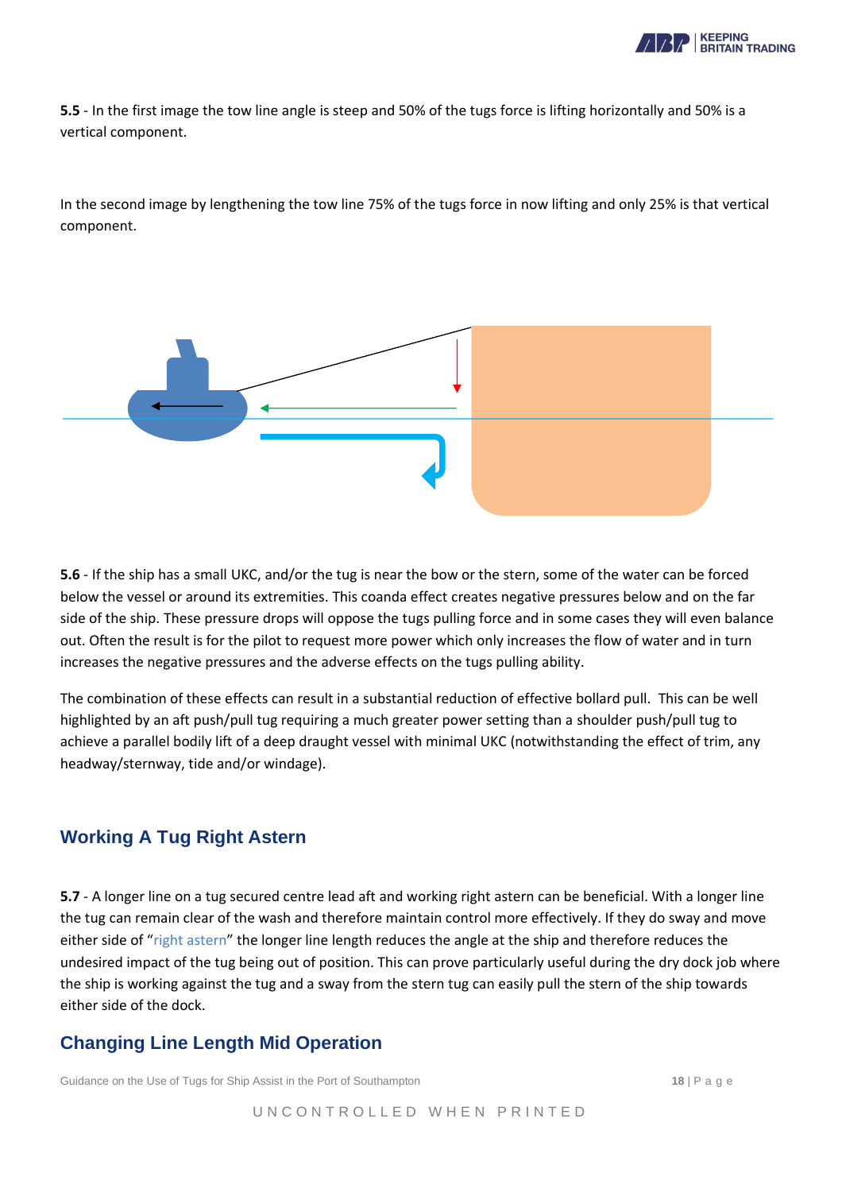**5.5** - In the first image the tow line angle is steep and 50% of the tugs force is lifting horizontally and 50% is a vertical component.

In the second image by lengthening the tow line 75% of the tugs force in now lifting and only 25% is that vertical component.

**5.6** - If the ship has a small UKC, and/or the tug is near the bow or the stern, some of the water can be forced below the vessel or around its extremities. This coanda effect creates negative pressures below and on the far side of the ship. These pressure drops will oppose the tugs pulling force and in some cases they will even balance out. Often the result is for the pilot to request more power which only increases the flow of water and in turn increases the negative pressures and the adverse effects on the tugs pulling ability.

The combination of these effects can result in a substantial reduction of effective bollard pull. This can be well highlighted by an aft push/pull tug requiring a much greater power setting than a shoulder push/pull tug to achieve a parallel bodily lift of a deep draught vessel with minimal UKC (notwithstanding the effect of trim, any headway/sternway, tide and/or windage).

## Working A Tug Right Astern

**5.7** - A longer line on a tug secured centre lead aft and working right astern can be beneficial. With a longer line the tug can remain clear of the wash and therefore maintain control more effectively. If they do sway and move either side of "right astern" the longer line length reduces the angle at the ship and therefore reduces the undesired impact of the tug being out of position. This can prove particularly useful during the dry dock job where the ship is working against the tug and a sway from the stern tug can easily pull the stern of the ship towards either side of the dock.

## Changing Line Length Mid Operation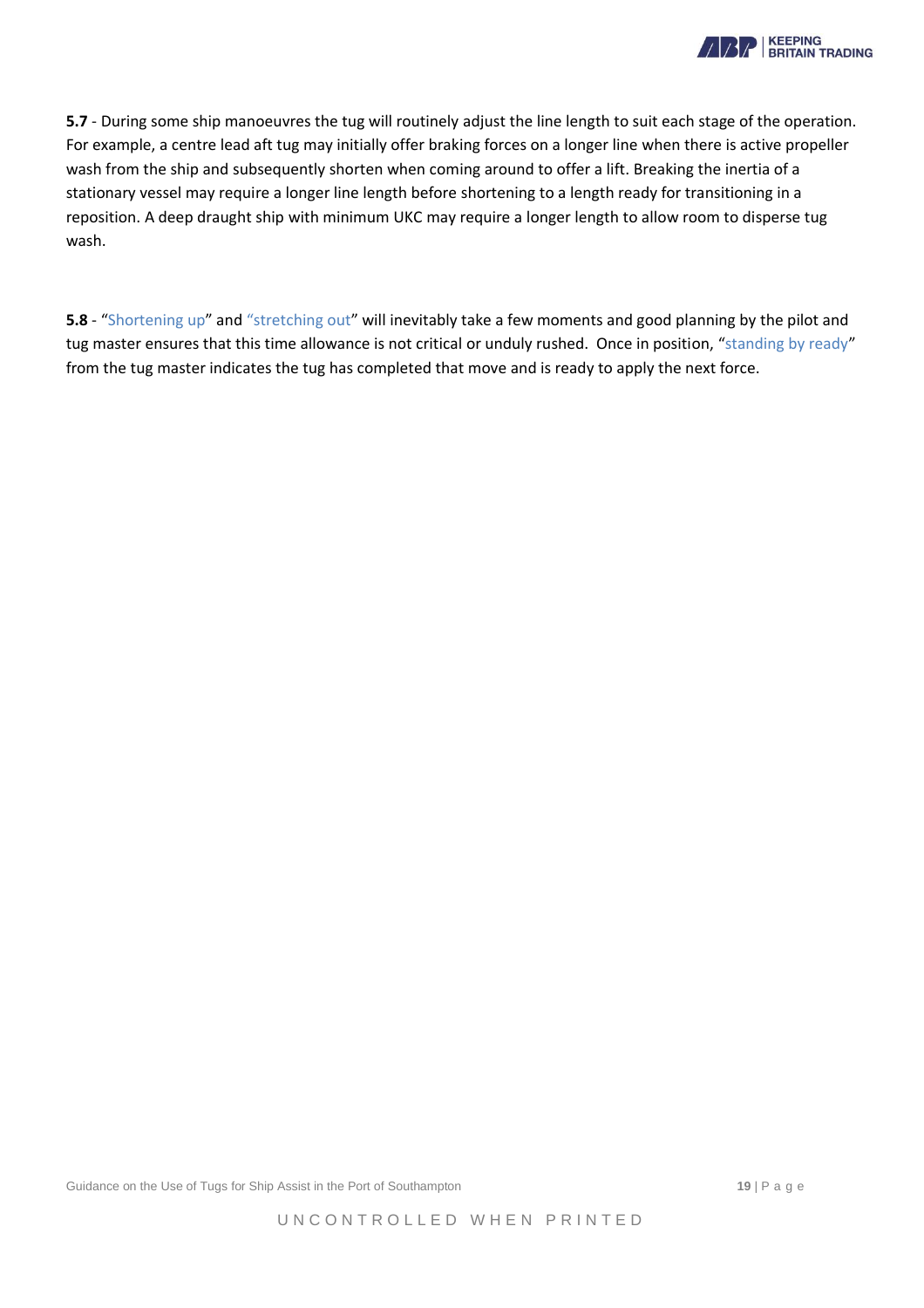**5.7** - During some ship manoeuvres the tug will routinely adjust the line length to suit each stage of the operation. For example, a centre lead aft tug may initially offer braking forces on a longer line when there is active propeller wash from the ship and subsequently shorten when coming around to offer a lift. Breaking the inertia of a stationary vessel may require a longer line length before shortening to a length ready for transitioning in a reposition. A deep draught ship with minimum UKC may require a longer length to allow room to disperse tug wash.

**5.8** - "Shortening up" and "stretching out" will inevitably take a few moments and good planning by the pilot and tug master ensures that this time allowance is not critical or unduly rushed. Once in position, "standing by ready" from the tug master indicates the tug has completed that move and is ready to apply the next force.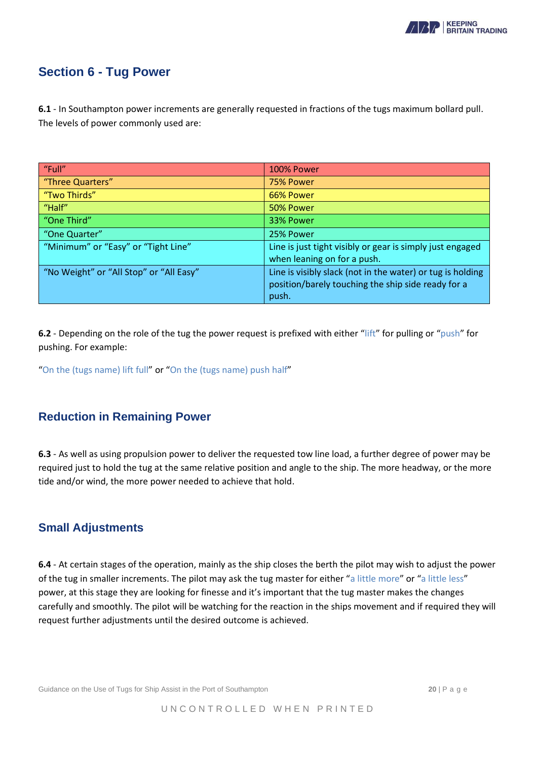## Section 6 - Tug Power

**6.1** - In Southampton power increments are generally requested in fractions of the tugs maximum bollard pull. The levels of power commonly used are:

| | |
|---|---|
| "Full" | 100% Power |
| "Three Quarters" | 75% Power |
| "Two Thirds" | 66% Power |
| "Half" | 50% Power |
| "One Third" | 33% Power |
| "One Quarter" | 25% Power |
| "Minimum" or "Easy" or "Tight Line" | Line is just tight visibly or gear is simply just engaged when leaning on for a push. |
| "No Weight" or "All Stop" or "All Easy" | Line is visibly slack (not in the water) or tug is holding position/barely touching the ship side ready for a push. |

**6.2** - Depending on the role of the tug the power request is prefixed with either "lift" for pulling or "push" for pushing. For example:

"On the (tugs name) lift full" or "On the (tugs name) push half"

### Reduction in Remaining Power

**6.3** - As well as using propulsion power to deliver the requested tow line load, a further degree of power may be required just to hold the tug at the same relative position and angle to the ship. The more headway, or the more tide and/or wind, the more power needed to achieve that hold.

### Small Adjustments

**6.4** - At certain stages of the operation, mainly as the ship closes the berth the pilot may wish to adjust the power of the tug in smaller increments. The pilot may ask the tug master for either "a little more" or "a little less" power, at this stage they are looking for finesse and it's important that the tug master makes the changes carefully and smoothly. The pilot will be watching for the reaction in the ships movement and if required they will request further adjustments until the desired outcome is achieved.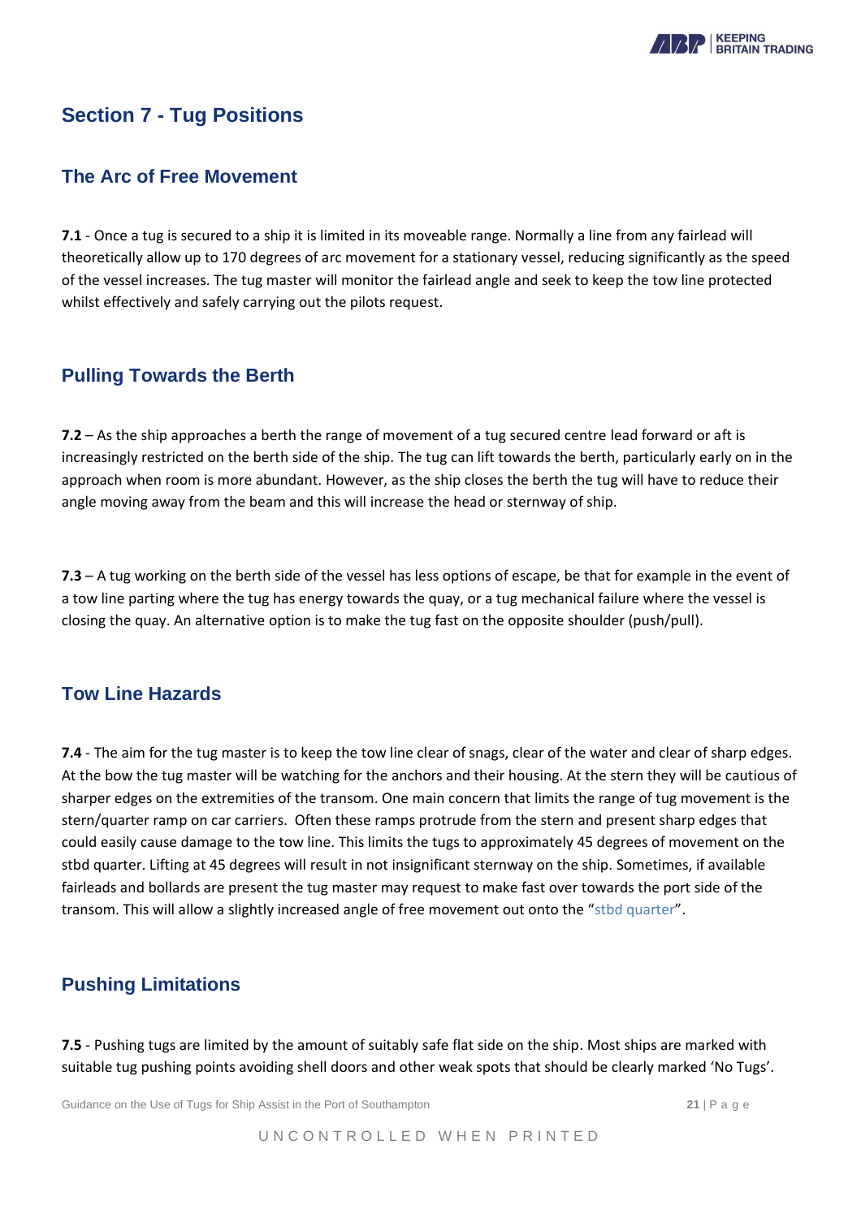## Section 7 - Tug Positions

### The Arc of Free Movement

**7.1** - Once a tug is secured to a ship it is limited in its moveable range. Normally a line from any fairlead will theoretically allow up to 170 degrees of arc movement for a stationary vessel, reducing significantly as the speed of the vessel increases. The tug master will monitor the fairlead angle and seek to keep the tow line protected whilst effectively and safely carrying out the pilots request.

### Pulling Towards the Berth

**7.2** – As the ship approaches a berth the range of movement of a tug secured centre lead forward or aft is increasingly restricted on the berth side of the ship. The tug can lift towards the berth, particularly early on in the approach when room is more abundant. However, as the ship closes the berth the tug will have to reduce their angle moving away from the beam and this will increase the head or sternway of ship.

**7.3** – A tug working on the berth side of the vessel has less options of escape, be that for example in the event of a tow line parting where the tug has energy towards the quay, or a tug mechanical failure where the vessel is closing the quay. An alternative option is to make the tug fast on the opposite shoulder (push/pull).

### Tow Line Hazards

**7.4** - The aim for the tug master is to keep the tow line clear of snags, clear of the water and clear of sharp edges. At the bow the tug master will be watching for the anchors and their housing. At the stern they will be cautious of sharper edges on the extremities of the transom. One main concern that limits the range of tug movement is the stern/quarter ramp on car carriers. Often these ramps protrude from the stern and present sharp edges that could easily cause damage to the tow line. This limits the tugs to approximately 45 degrees of movement on the stbd quarter. Lifting at 45 degrees will result in not insignificant sternway on the ship. Sometimes, if available fairleads and bollards are present the tug master may request to make fast over towards the port side of the transom. This will allow a slightly increased angle of free movement out onto the "stbd quarter".

### Pushing Limitations

**7.5** - Pushing tugs are limited by the amount of suitably safe flat side on the ship. Most ships are marked with suitable tug pushing points avoiding shell doors and other weak spots that should be clearly marked 'No Tugs'.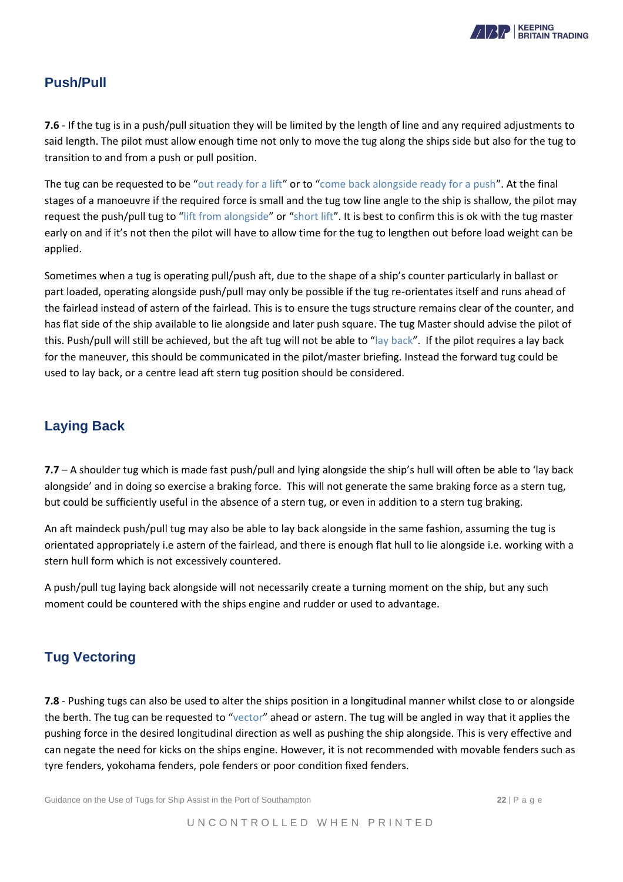## Push/Pull

**7.6** - If the tug is in a push/pull situation they will be limited by the length of line and any required adjustments to said length. The pilot must allow enough time not only to move the tug along the ships side but also for the tug to transition to and from a push or pull position.

The tug can be requested to be "out ready for a lift" or to "come back alongside ready for a push". At the final stages of a manoeuvre if the required force is small and the tug tow line angle to the ship is shallow, the pilot may request the push/pull tug to "lift from alongside" or "short lift". It is best to confirm this is ok with the tug master early on and if it's not then the pilot will have to allow time for the tug to lengthen out before load weight can be applied.

Sometimes when a tug is operating pull/push aft, due to the shape of a ship's counter particularly in ballast or part loaded, operating alongside push/pull may only be possible if the tug re-orientates itself and runs ahead of the fairlead instead of astern of the fairlead. This is to ensure the tugs structure remains clear of the counter, and has flat side of the ship available to lie alongside and later push square. The tug Master should advise the pilot of this. Push/pull will still be achieved, but the aft tug will not be able to "lay back". If the pilot requires a lay back for the maneuver, this should be communicated in the pilot/master briefing. Instead the forward tug could be used to lay back, or a centre lead aft stern tug position should be considered.

## Laying Back

**7.7** – A shoulder tug which is made fast push/pull and lying alongside the ship's hull will often be able to 'lay back alongside' and in doing so exercise a braking force. This will not generate the same braking force as a stern tug, but could be sufficiently useful in the absence of a stern tug, or even in addition to a stern tug braking.

An aft maindeck push/pull tug may also be able to lay back alongside in the same fashion, assuming the tug is orientated appropriately i.e astern of the fairlead, and there is enough flat hull to lie alongside i.e. working with a stern hull form which is not excessively countered.

A push/pull tug laying back alongside will not necessarily create a turning moment on the ship, but any such moment could be countered with the ships engine and rudder or used to advantage.

## Tug Vectoring

**7.8** - Pushing tugs can also be used to alter the ships position in a longitudinal manner whilst close to or alongside the berth. The tug can be requested to "vector" ahead or astern. The tug will be angled in way that it applies the pushing force in the desired longitudinal direction as well as pushing the ship alongside. This is very effective and can negate the need for kicks on the ships engine. However, it is not recommended with movable fenders such as tyre fenders, yokohama fenders, pole fenders or poor condition fixed fenders.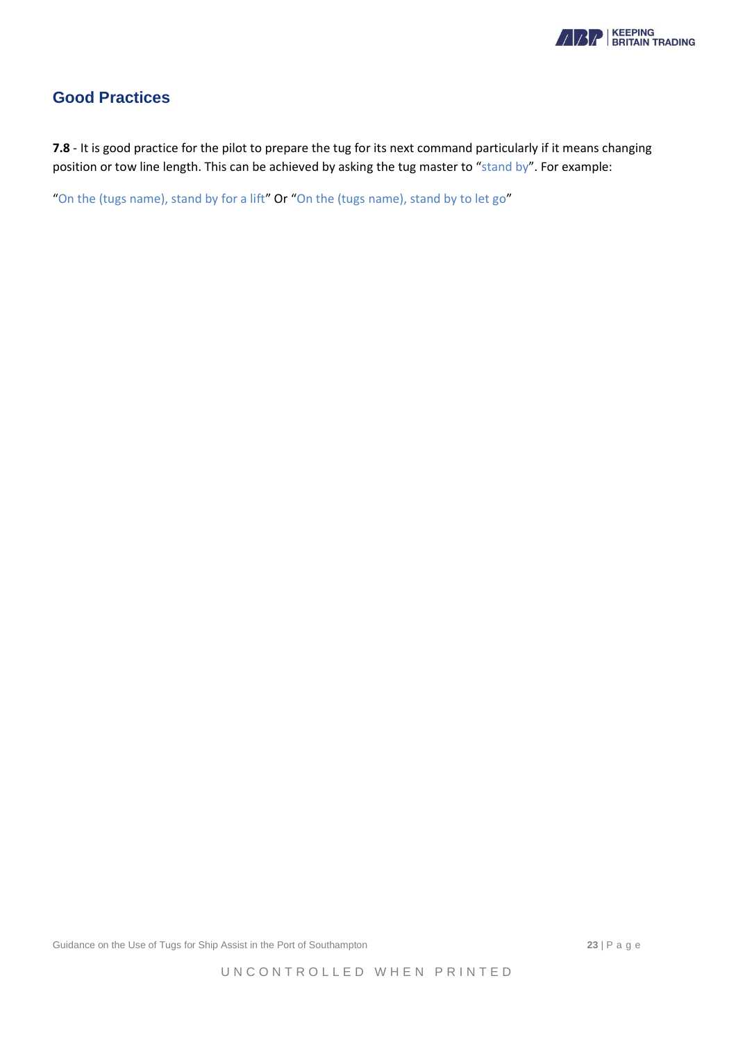## Good Practices

**7.8** - It is good practice for the pilot to prepare the tug for its next command particularly if it means changing position or tow line length. This can be achieved by asking the tug master to "stand by". For example:

"On the (tugs name), stand by for a lift" Or "On the (tugs name), stand by to let go"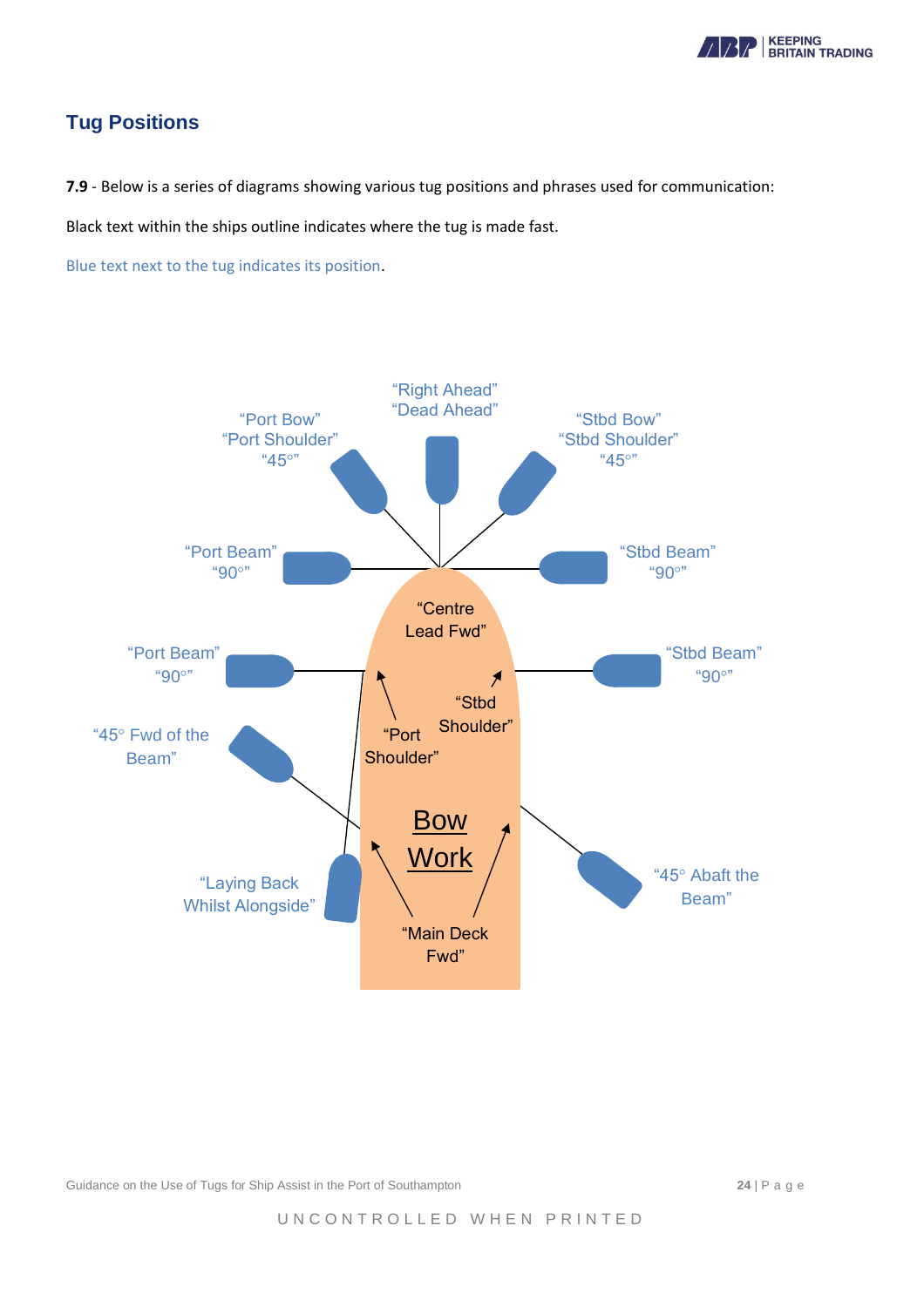## Tug Positions

**7.9** - Below is a series of diagrams showing various tug positions and phrases used for communication:

Black text within the ships outline indicates where the tug is made fast.

Blue text next to the tug indicates its position.

“Right Ahead”
“Dead Ahead”

“Port Bow”
“Port Shoulder”
“45°”

“Stbd Bow”
“Stbd Shoulder”
“45°”

“Port Beam”
“90°”

“Stbd Beam”
“90°”

“Centre Lead Fwd”

“Port Beam”
“90°”

“Stbd Beam”
“90°”

“Stbd Shoulder”

“Port Shoulder”

“45° Fwd of the Beam”

Bow Work

“Laying Back Whilst Alongside”

“45° Abaft the Beam”

“Main Deck Fwd”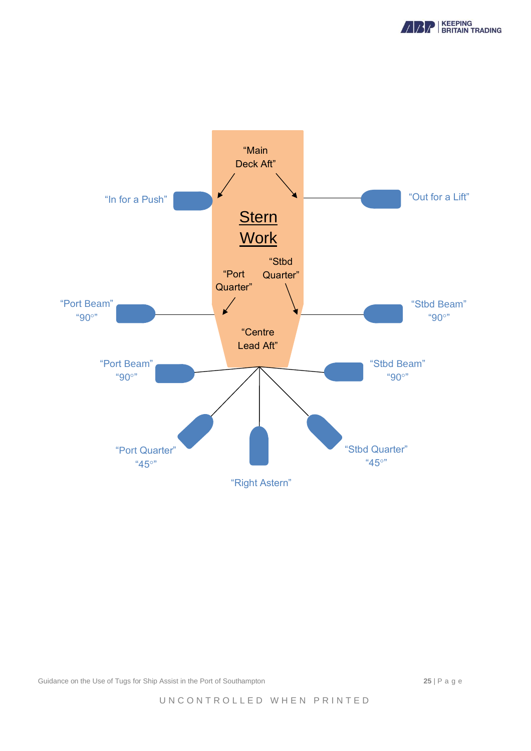## Stern Work

"Main Deck Aft"

"In for a Push"

"Out for a Lift"

"Port Quarter"

"Stbd Quarter"

"Port Beam" "90°"

"Stbd Beam" "90°"

"Centre Lead Aft"

"Port Beam" "90°"

"Stbd Beam" "90°"

"Port Quarter" "45°"

"Stbd Quarter" "45°"

"Right Astern"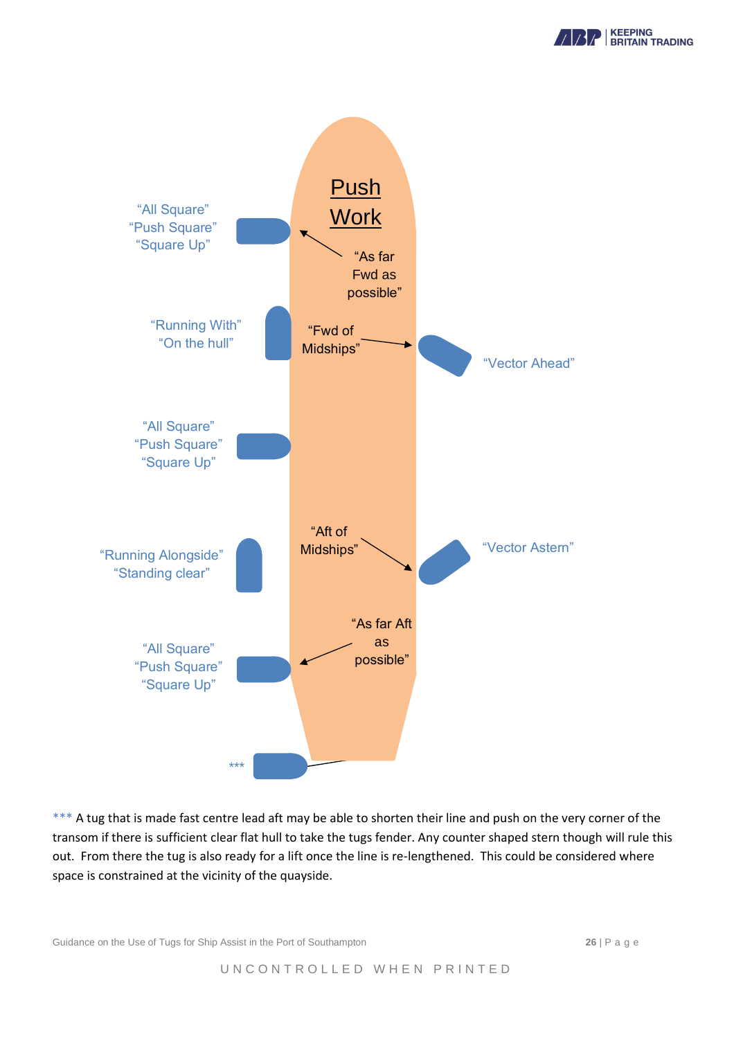## Push Work

"All Square"
"Push Square"
"Square Up"

"As far Fwd as possible"

"Running With"
"On the hull"

"Fwd of Midships"

"Vector Ahead"

"All Square"
"Push Square"
"Square Up"

"Running Alongside"
"Standing clear"

"Aft of Midships"

"Vector Astern"

"As far Aft as possible"

"All Square"
"Push Square"
"Square Up"

***

*** A tug that is made fast centre lead aft may be able to shorten their line and push on the very corner of the transom if there is sufficient clear flat hull to take the tugs fender. Any counter shaped stern though will rule this out. From there the tug is also ready for a lift once the line is re-lengthened. This could be considered where space is constrained at the vicinity of the quayside.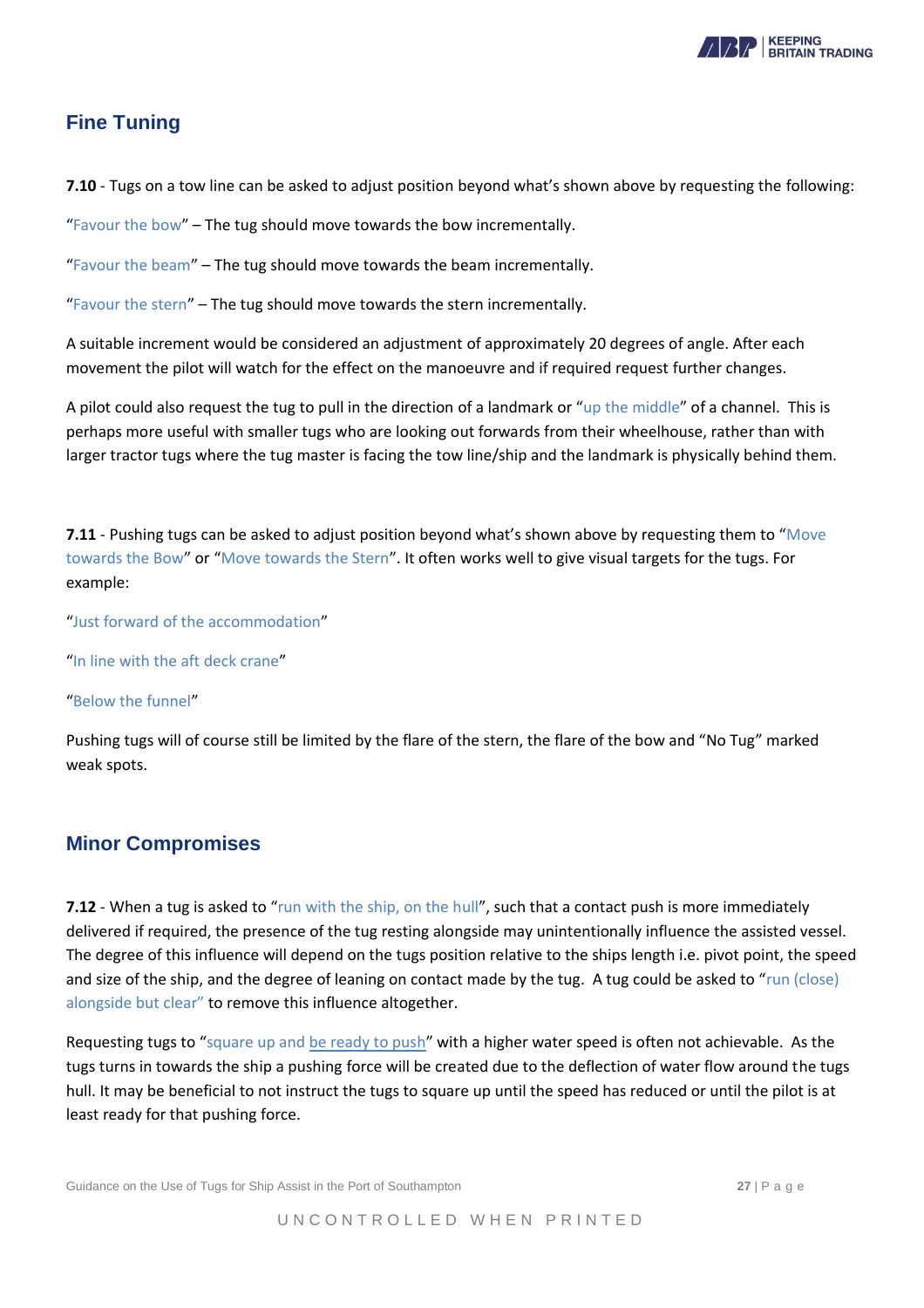## Fine Tuning

**7.10** - Tugs on a tow line can be asked to adjust position beyond what's shown above by requesting the following:

"Favour the bow" – The tug should move towards the bow incrementally.

"Favour the beam" – The tug should move towards the beam incrementally.

"Favour the stern" – The tug should move towards the stern incrementally.

A suitable increment would be considered an adjustment of approximately 20 degrees of angle. After each movement the pilot will watch for the effect on the manoeuvre and if required request further changes.

A pilot could also request the tug to pull in the direction of a landmark or "up the middle" of a channel. This is perhaps more useful with smaller tugs who are looking out forwards from their wheelhouse, rather than with larger tractor tugs where the tug master is facing the tow line/ship and the landmark is physically behind them.

**7.11** - Pushing tugs can be asked to adjust position beyond what's shown above by requesting them to "Move towards the Bow" or "Move towards the Stern". It often works well to give visual targets for the tugs. For example:

"Just forward of the accommodation"

"In line with the aft deck crane"

"Below the funnel"

Pushing tugs will of course still be limited by the flare of the stern, the flare of the bow and "No Tug" marked weak spots.

## Minor Compromises

**7.12** - When a tug is asked to "run with the ship, on the hull", such that a contact push is more immediately delivered if required, the presence of the tug resting alongside may unintentionally influence the assisted vessel. The degree of this influence will depend on the tugs position relative to the ships length i.e. pivot point, the speed and size of the ship, and the degree of leaning on contact made by the tug. A tug could be asked to "run (close) alongside but clear" to remove this influence altogether.

Requesting tugs to "square up and be ready to push" with a higher water speed is often not achievable. As the tugs turns in towards the ship a pushing force will be created due to the deflection of water flow around the tugs hull. It may be beneficial to not instruct the tugs to square up until the speed has reduced or until the pilot is at least ready for that pushing force.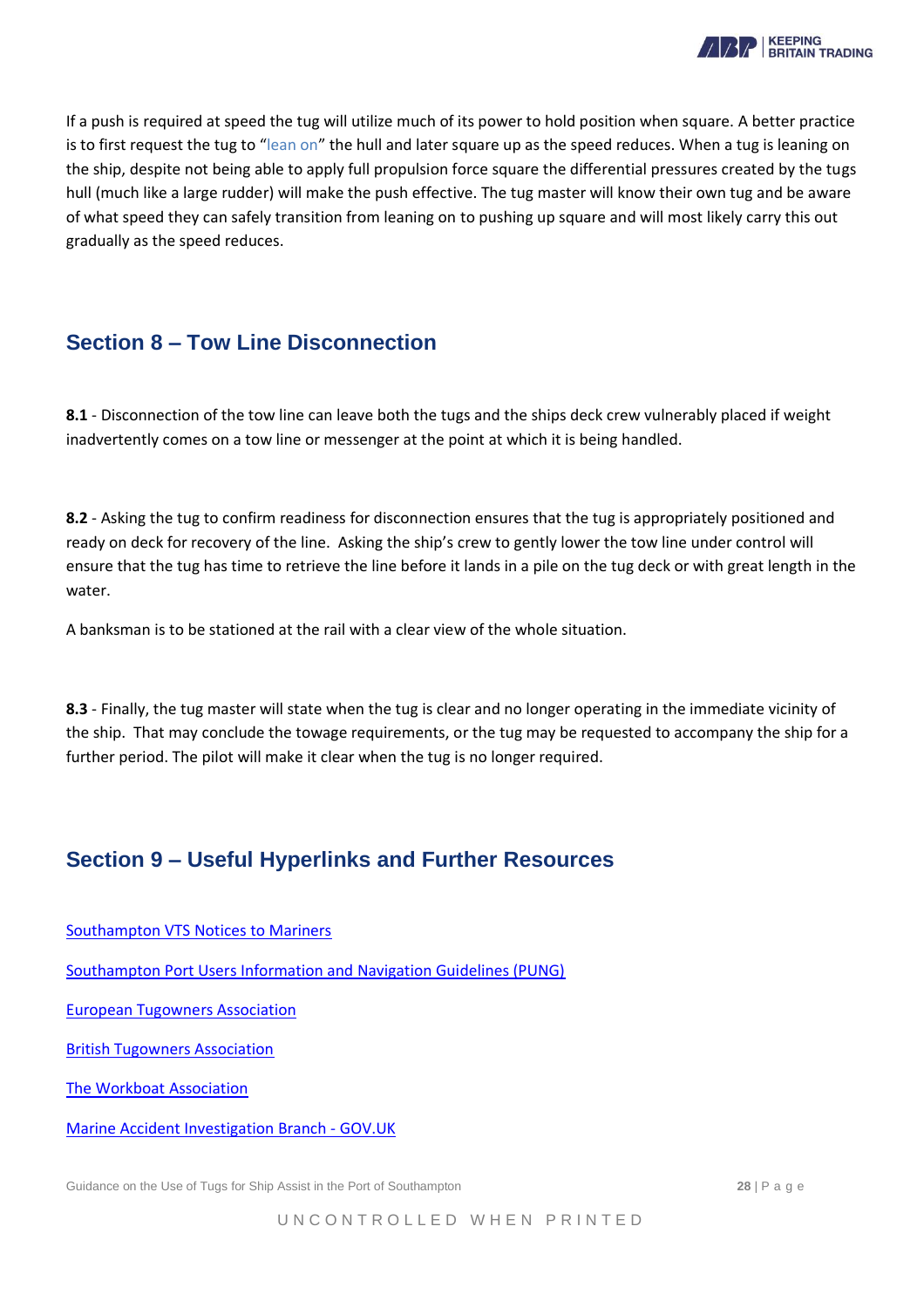If a push is required at speed the tug will utilize much of its power to hold position when square. A better practice is to first request the tug to "lean on" the hull and later square up as the speed reduces. When a tug is leaning on the ship, despite not being able to apply full propulsion force square the differential pressures created by the tugs hull (much like a large rudder) will make the push effective. The tug master will know their own tug and be aware of what speed they can safely transition from leaning on to pushing up square and will most likely carry this out gradually as the speed reduces.

## Section 8 – Tow Line Disconnection

**8.1** - Disconnection of the tow line can leave both the tugs and the ships deck crew vulnerably placed if weight inadvertently comes on a tow line or messenger at the point at which it is being handled.

**8.2** - Asking the tug to confirm readiness for disconnection ensures that the tug is appropriately positioned and ready on deck for recovery of the line. Asking the ship's crew to gently lower the tow line under control will ensure that the tug has time to retrieve the line before it lands in a pile on the tug deck or with great length in the water.

A banksman is to be stationed at the rail with a clear view of the whole situation.

**8.3** - Finally, the tug master will state when the tug is clear and no longer operating in the immediate vicinity of the ship. That may conclude the towage requirements, or the tug may be requested to accompany the ship for a further period. The pilot will make it clear when the tug is no longer required.

## Section 9 – Useful Hyperlinks and Further Resources

Southampton VTS Notices to Mariners

Southampton Port Users Information and Navigation Guidelines (PUNG)

European Tugowners Association

British Tugowners Association

The Workboat Association

Marine Accident Investigation Branch - GOV.UK

UNCONTROLLED WHEN PRINTED